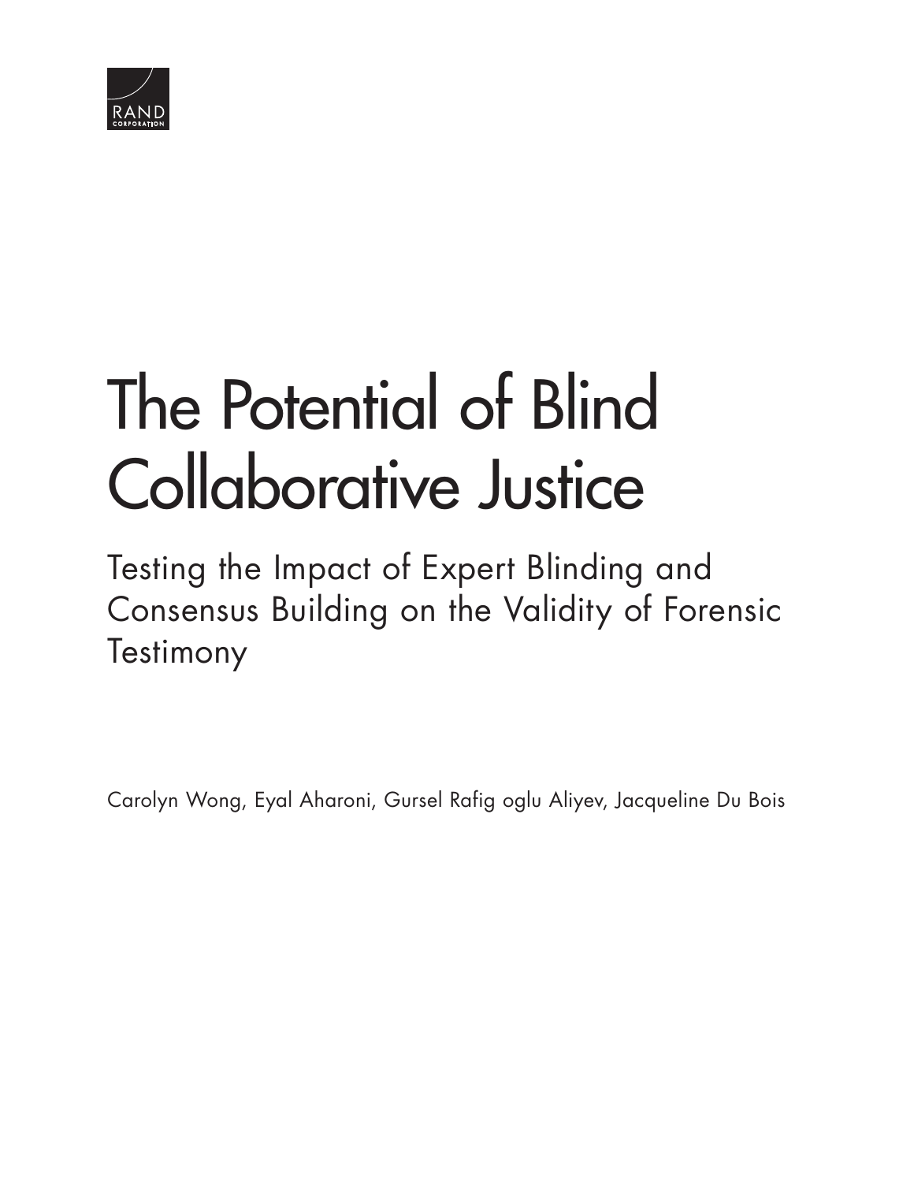RAND CORPORATION

# The Potential of Blind Collaborative Justice

## Testing the Impact of Expert Blinding and Consensus Building on the Validity of Forensic Testimony

Carolyn Wong, Eyal Aharoni, Gursel Rafig oglu Aliyev, Jacqueline Du Bois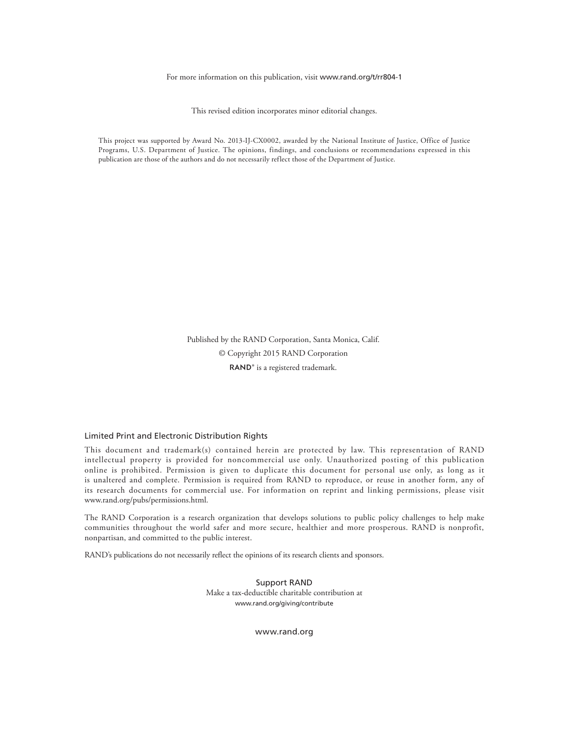For more information on this publication, visit www.rand.org/t/rr804-1

This revised edition incorporates minor editorial changes.

This project was supported by Award No. 2013-IJ-CX0002, awarded by the National Institute of Justice, Office of Justice Programs, U.S. Department of Justice. The opinions, findings, and conclusions or recommendations expressed in this publication are those of the authors and do not necessarily reflect those of the Department of Justice.

Published by the RAND Corporation, Santa Monica, Calif.

© Copyright 2015 RAND Corporation

RAND® is a registered trademark.

### Limited Print and Electronic Distribution Rights

This document and trademark(s) contained herein are protected by law. This representation of RAND intellectual property is provided for noncommercial use only. Unauthorized posting of this publication online is prohibited. Permission is given to duplicate this document for personal use only, as long as it is unaltered and complete. Permission is required from RAND to reproduce, or reuse in another form, any of its research documents for commercial use. For information on reprint and linking permissions, please visit www.rand.org/pubs/permissions.html.

The RAND Corporation is a research organization that develops solutions to public policy challenges to help make communities throughout the world safer and more secure, healthier and more prosperous. RAND is nonprofit, nonpartisan, and committed to the public interest.

RAND's publications do not necessarily reflect the opinions of its research clients and sponsors.

**Support RAND**

Make a tax-deductible charitable contribution at
www.rand.org/giving/contribute

www.rand.org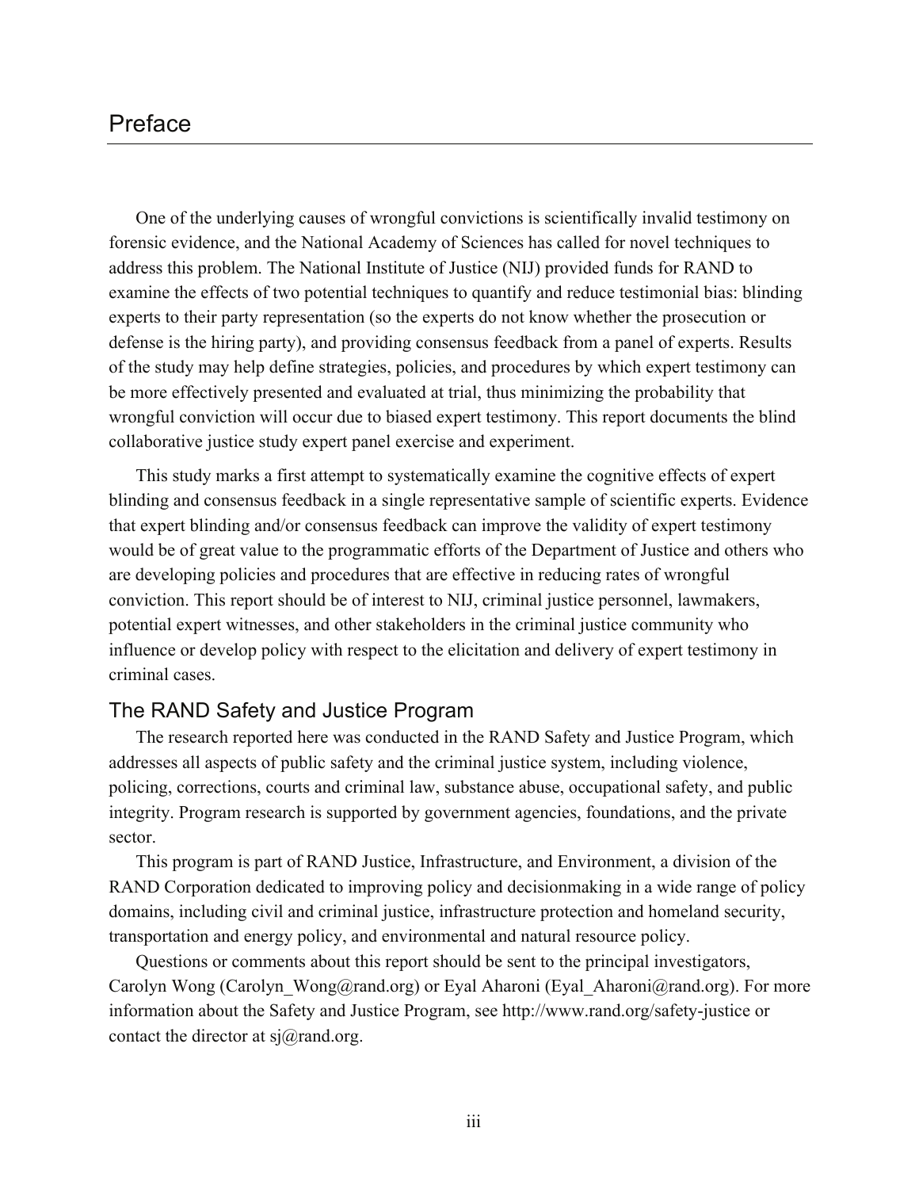# Preface

One of the underlying causes of wrongful convictions is scientifically invalid testimony on forensic evidence, and the National Academy of Sciences has called for novel techniques to address this problem. The National Institute of Justice (NIJ) provided funds for RAND to examine the effects of two potential techniques to quantify and reduce testimonial bias: blinding experts to their party representation (so the experts do not know whether the prosecution or defense is the hiring party), and providing consensus feedback from a panel of experts. Results of the study may help define strategies, policies, and procedures by which expert testimony can be more effectively presented and evaluated at trial, thus minimizing the probability that wrongful conviction will occur due to biased expert testimony. This report documents the blind collaborative justice study expert panel exercise and experiment.

This study marks a first attempt to systematically examine the cognitive effects of expert blinding and consensus feedback in a single representative sample of scientific experts. Evidence that expert blinding and/or consensus feedback can improve the validity of expert testimony would be of great value to the programmatic efforts of the Department of Justice and others who are developing policies and procedures that are effective in reducing rates of wrongful conviction. This report should be of interest to NIJ, criminal justice personnel, lawmakers, potential expert witnesses, and other stakeholders in the criminal justice community who influence or develop policy with respect to the elicitation and delivery of expert testimony in criminal cases.

## The RAND Safety and Justice Program

The research reported here was conducted in the RAND Safety and Justice Program, which addresses all aspects of public safety and the criminal justice system, including violence, policing, corrections, courts and criminal law, substance abuse, occupational safety, and public integrity. Program research is supported by government agencies, foundations, and the private sector.

This program is part of RAND Justice, Infrastructure, and Environment, a division of the RAND Corporation dedicated to improving policy and decisionmaking in a wide range of policy domains, including civil and criminal justice, infrastructure protection and homeland security, transportation and energy policy, and environmental and natural resource policy.

Questions or comments about this report should be sent to the principal investigators, Carolyn Wong (Carolyn_Wong@rand.org) or Eyal Aharoni (Eyal_Aharoni@rand.org). For more information about the Safety and Justice Program, see http://www.rand.org/safety-justice or contact the director at sj@rand.org.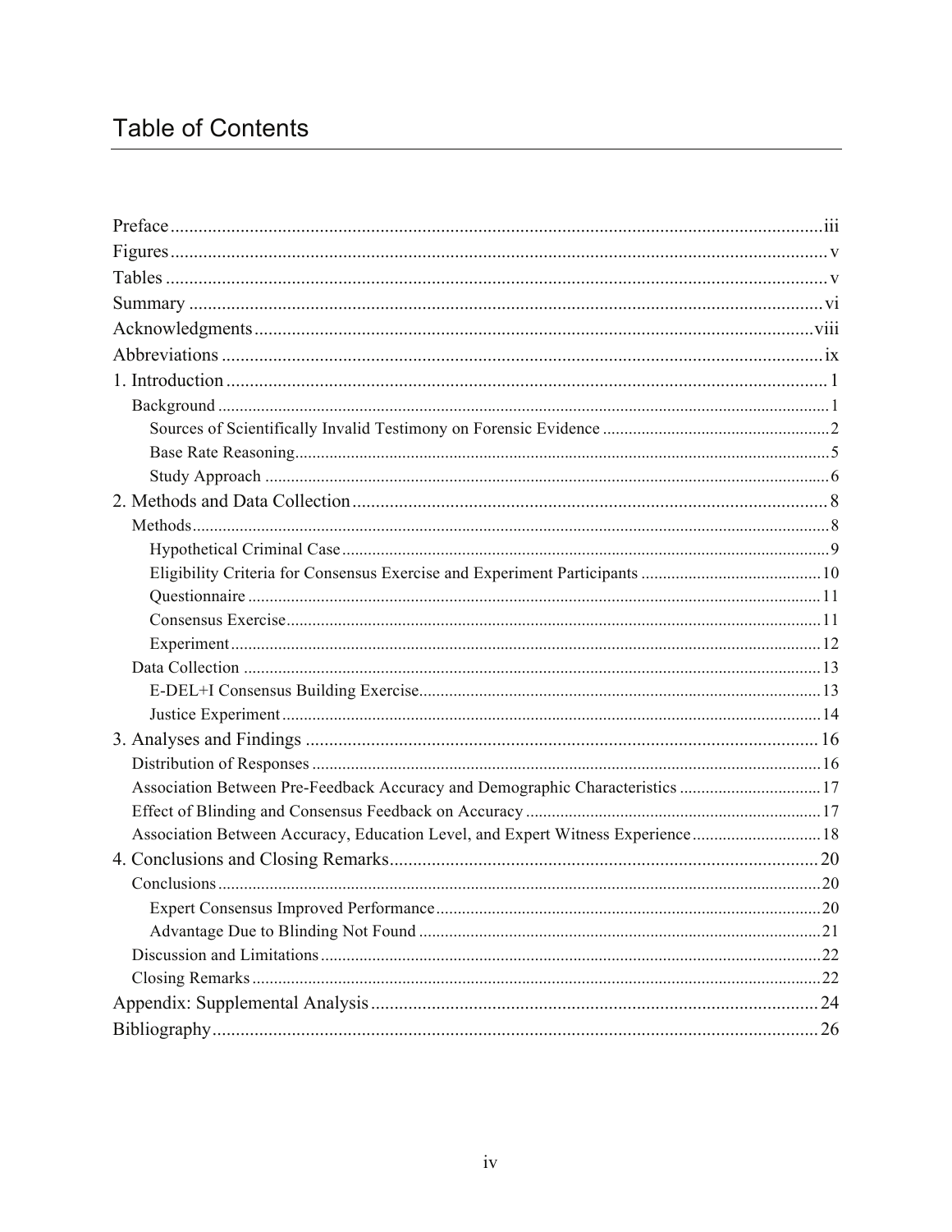# Table of Contents

- Preface ........ iii
- Figures ........ v
- Tables ........ v
- Summary ........ vi
- Acknowledgments ........ viii
- Abbreviations ........ ix
- 1. Introduction ........ 1
  - Background ........ 1
    - Sources of Scientifically Invalid Testimony on Forensic Evidence ........ 2
    - Base Rate Reasoning ........ 5
    - Study Approach ........ 6
- 2. Methods and Data Collection ........ 8
  - Methods ........ 8
    - Hypothetical Criminal Case ........ 9
    - Eligibility Criteria for Consensus Exercise and Experiment Participants ........ 10
    - Questionnaire ........ 11
    - Consensus Exercise ........ 11
    - Experiment ........ 12
  - Data Collection ........ 13
    - E-DEL+I Consensus Building Exercise ........ 13
    - Justice Experiment ........ 14
- 3. Analyses and Findings ........ 16
  - Distribution of Responses ........ 16
  - Association Between Pre-Feedback Accuracy and Demographic Characteristics ........ 17
  - Effect of Blinding and Consensus Feedback on Accuracy ........ 17
  - Association Between Accuracy, Education Level, and Expert Witness Experience ........ 18
- 4. Conclusions and Closing Remarks ........ 20
  - Conclusions ........ 20
    - Expert Consensus Improved Performance ........ 20
    - Advantage Due to Blinding Not Found ........ 21
  - Discussion and Limitations ........ 22
  - Closing Remarks ........ 22
- Appendix: Supplemental Analysis ........ 24
- Bibliography ........ 26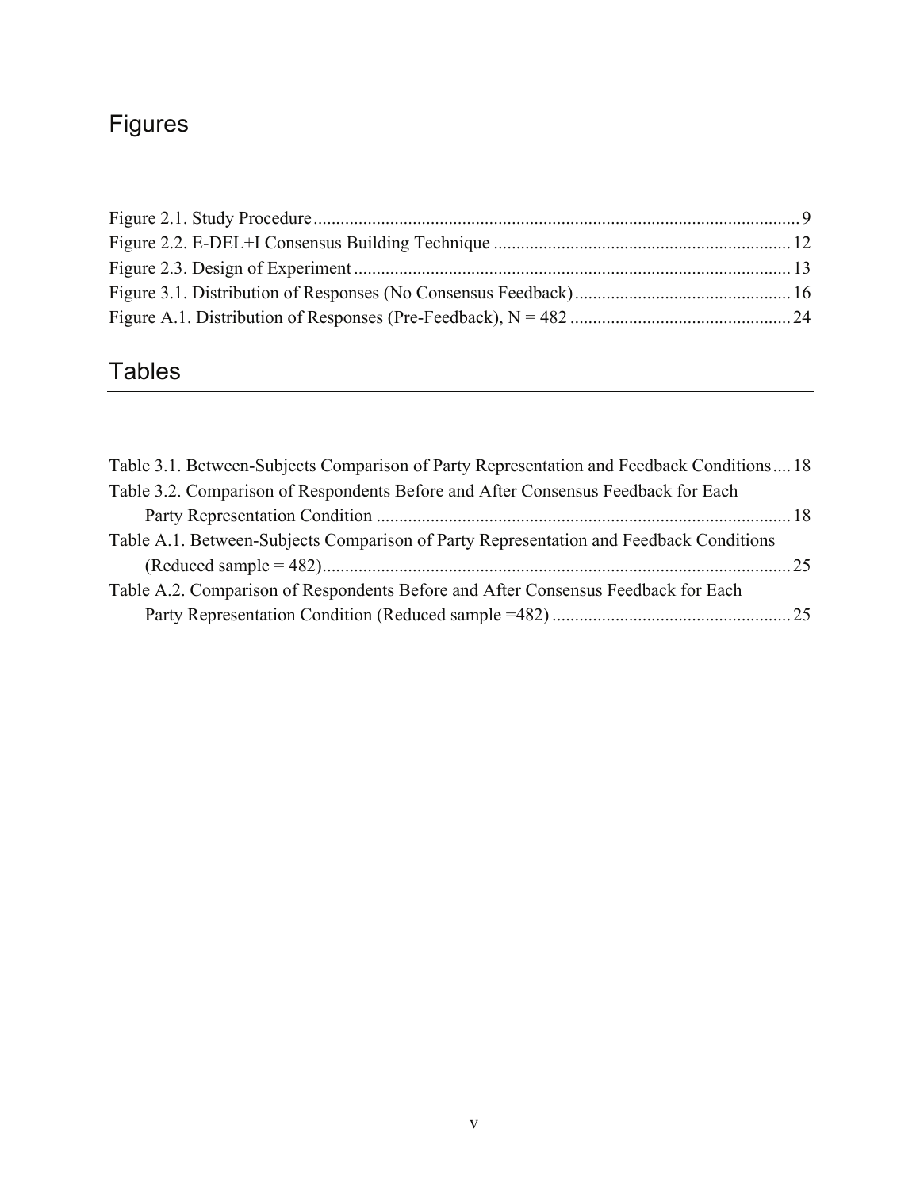# Figures

Figure 2.1. Study Procedure ... 9
Figure 2.2. E-DEL+I Consensus Building Technique ... 12
Figure 2.3. Design of Experiment ... 13
Figure 3.1. Distribution of Responses (No Consensus Feedback) ... 16
Figure A.1. Distribution of Responses (Pre-Feedback), N = 482 ... 24

# Tables

Table 3.1. Between-Subjects Comparison of Party Representation and Feedback Conditions ... 18
Table 3.2. Comparison of Respondents Before and After Consensus Feedback for Each Party Representation Condition ... 18
Table A.1. Between-Subjects Comparison of Party Representation and Feedback Conditions (Reduced sample = 482) ... 25
Table A.2. Comparison of Respondents Before and After Consensus Feedback for Each Party Representation Condition (Reduced sample =482) ... 25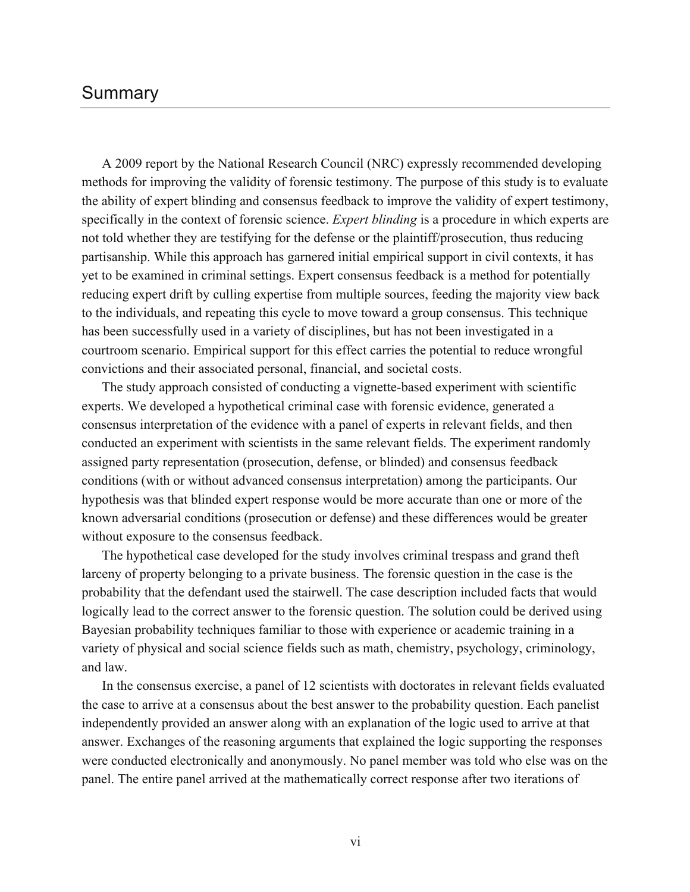# Summary

A 2009 report by the National Research Council (NRC) expressly recommended developing methods for improving the validity of forensic testimony. The purpose of this study is to evaluate the ability of expert blinding and consensus feedback to improve the validity of expert testimony, specifically in the context of forensic science. *Expert blinding* is a procedure in which experts are not told whether they are testifying for the defense or the plaintiff/prosecution, thus reducing partisanship. While this approach has garnered initial empirical support in civil contexts, it has yet to be examined in criminal settings. Expert consensus feedback is a method for potentially reducing expert drift by culling expertise from multiple sources, feeding the majority view back to the individuals, and repeating this cycle to move toward a group consensus. This technique has been successfully used in a variety of disciplines, but has not been investigated in a courtroom scenario. Empirical support for this effect carries the potential to reduce wrongful convictions and their associated personal, financial, and societal costs.

The study approach consisted of conducting a vignette-based experiment with scientific experts. We developed a hypothetical criminal case with forensic evidence, generated a consensus interpretation of the evidence with a panel of experts in relevant fields, and then conducted an experiment with scientists in the same relevant fields. The experiment randomly assigned party representation (prosecution, defense, or blinded) and consensus feedback conditions (with or without advanced consensus interpretation) among the participants. Our hypothesis was that blinded expert response would be more accurate than one or more of the known adversarial conditions (prosecution or defense) and these differences would be greater without exposure to the consensus feedback.

The hypothetical case developed for the study involves criminal trespass and grand theft larceny of property belonging to a private business. The forensic question in the case is the probability that the defendant used the stairwell. The case description included facts that would logically lead to the correct answer to the forensic question. The solution could be derived using Bayesian probability techniques familiar to those with experience or academic training in a variety of physical and social science fields such as math, chemistry, psychology, criminology, and law.

In the consensus exercise, a panel of 12 scientists with doctorates in relevant fields evaluated the case to arrive at a consensus about the best answer to the probability question. Each panelist independently provided an answer along with an explanation of the logic used to arrive at that answer. Exchanges of the reasoning arguments that explained the logic supporting the responses were conducted electronically and anonymously. No panel member was told who else was on the panel. The entire panel arrived at the mathematically correct response after two iterations of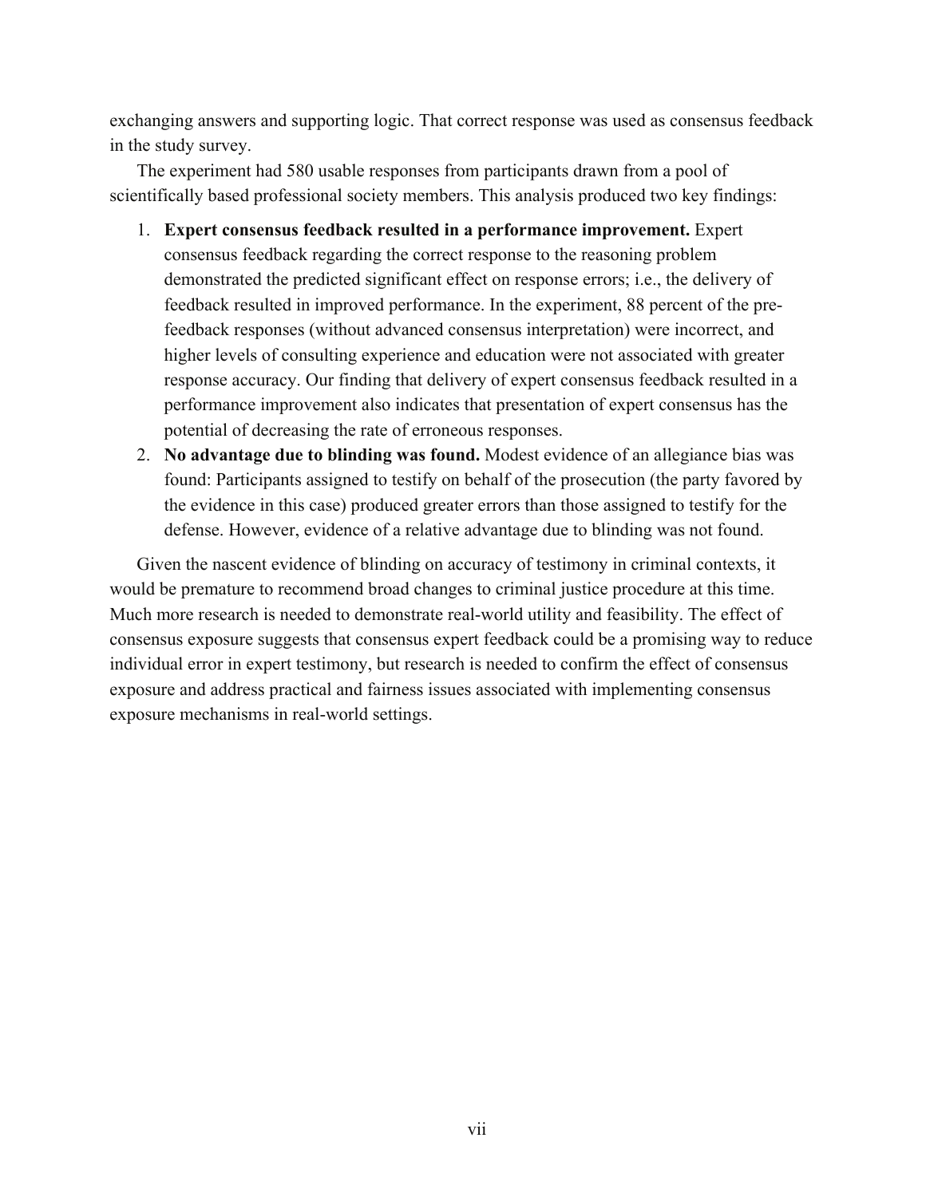exchanging answers and supporting logic. That correct response was used as consensus feedback in the study survey.

The experiment had 580 usable responses from participants drawn from a pool of scientifically based professional society members. This analysis produced two key findings:

1. **Expert consensus feedback resulted in a performance improvement.** Expert consensus feedback regarding the correct response to the reasoning problem demonstrated the predicted significant effect on response errors; i.e., the delivery of feedback resulted in improved performance. In the experiment, 88 percent of the pre-feedback responses (without advanced consensus interpretation) were incorrect, and higher levels of consulting experience and education were not associated with greater response accuracy. Our finding that delivery of expert consensus feedback resulted in a performance improvement also indicates that presentation of expert consensus has the potential of decreasing the rate of erroneous responses.
2. **No advantage due to blinding was found.** Modest evidence of an allegiance bias was found: Participants assigned to testify on behalf of the prosecution (the party favored by the evidence in this case) produced greater errors than those assigned to testify for the defense. However, evidence of a relative advantage due to blinding was not found.

Given the nascent evidence of blinding on accuracy of testimony in criminal contexts, it would be premature to recommend broad changes to criminal justice procedure at this time. Much more research is needed to demonstrate real-world utility and feasibility. The effect of consensus exposure suggests that consensus expert feedback could be a promising way to reduce individual error in expert testimony, but research is needed to confirm the effect of consensus exposure and address practical and fairness issues associated with implementing consensus exposure mechanisms in real-world settings.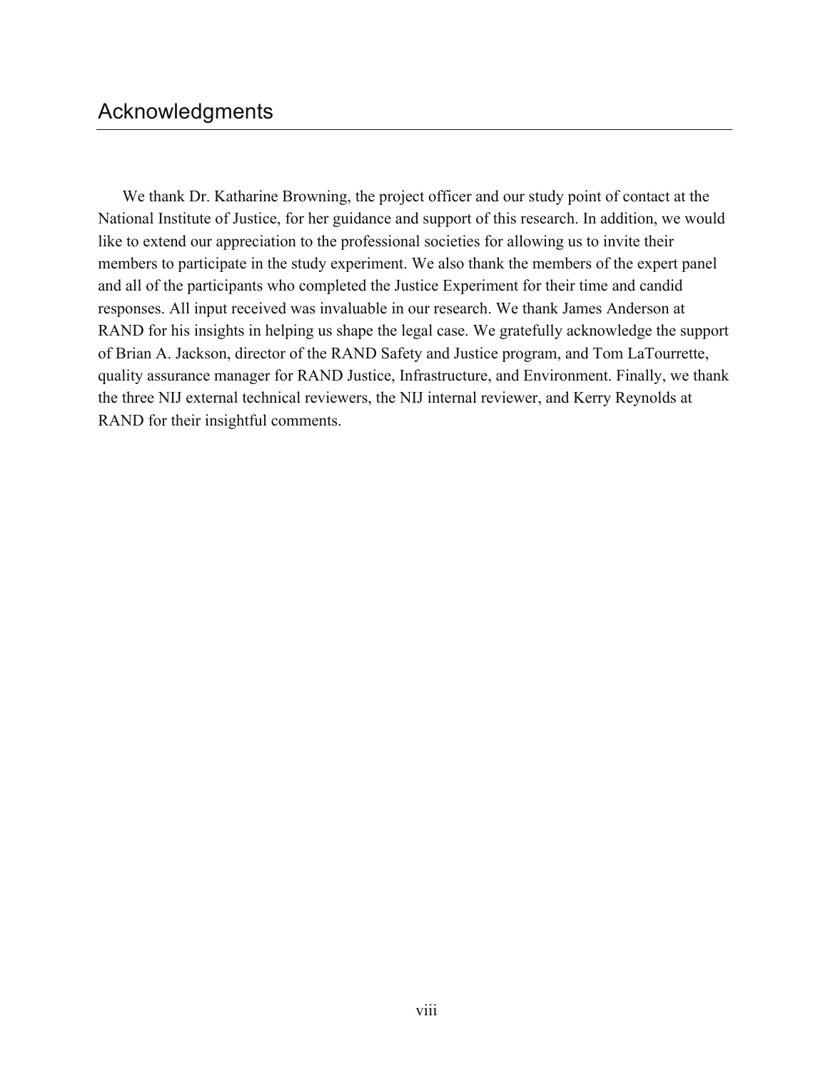# Acknowledgments

We thank Dr. Katharine Browning, the project officer and our study point of contact at the National Institute of Justice, for her guidance and support of this research. In addition, we would like to extend our appreciation to the professional societies for allowing us to invite their members to participate in the study experiment. We also thank the members of the expert panel and all of the participants who completed the Justice Experiment for their time and candid responses. All input received was invaluable in our research. We thank James Anderson at RAND for his insights in helping us shape the legal case. We gratefully acknowledge the support of Brian A. Jackson, director of the RAND Safety and Justice program, and Tom LaTourrette, quality assurance manager for RAND Justice, Infrastructure, and Environment. Finally, we thank the three NIJ external technical reviewers, the NIJ internal reviewer, and Kerry Reynolds at RAND for their insightful comments.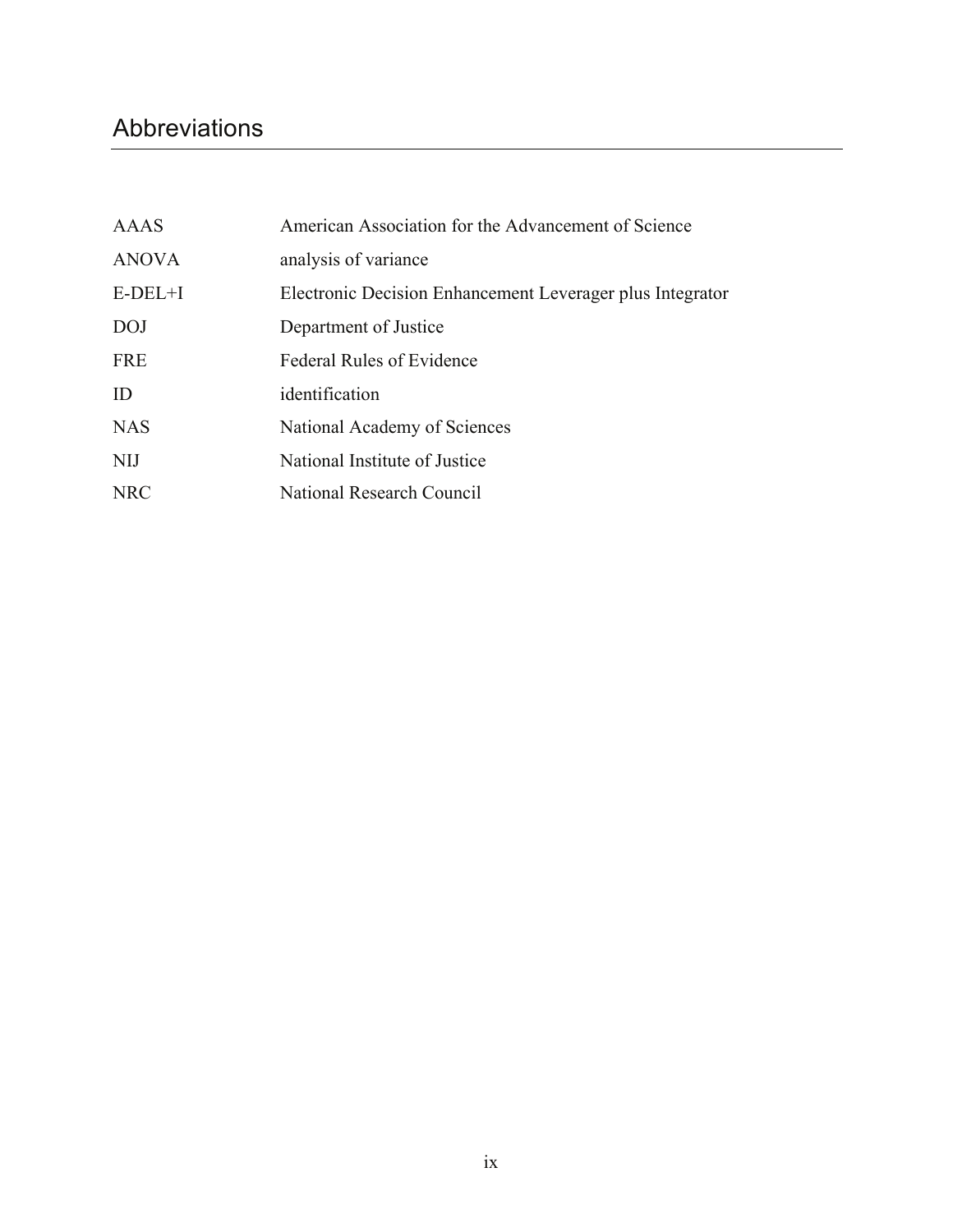# Abbreviations

| | |
|---|---|
| AAAS | American Association for the Advancement of Science |
| ANOVA | analysis of variance |
| E-DEL+I | Electronic Decision Enhancement Leverager plus Integrator |
| DOJ | Department of Justice |
| FRE | Federal Rules of Evidence |
| ID | identification |
| NAS | National Academy of Sciences |
| NIJ | National Institute of Justice |
| NRC | National Research Council |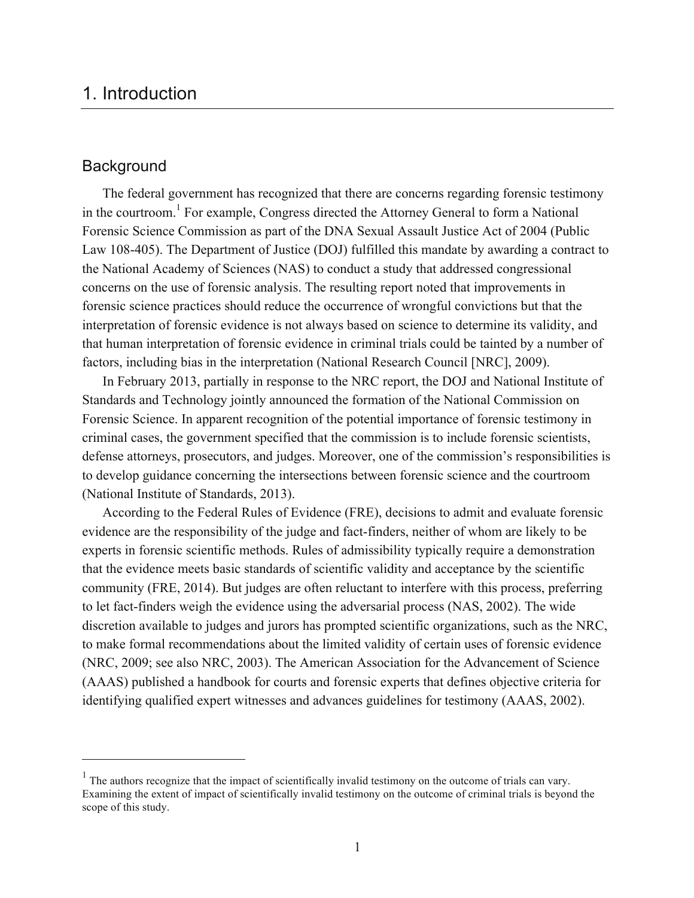# 1. Introduction

## Background

The federal government has recognized that there are concerns regarding forensic testimony in the courtroom.[1] For example, Congress directed the Attorney General to form a National Forensic Science Commission as part of the DNA Sexual Assault Justice Act of 2004 (Public Law 108-405). The Department of Justice (DOJ) fulfilled this mandate by awarding a contract to the National Academy of Sciences (NAS) to conduct a study that addressed congressional concerns on the use of forensic analysis. The resulting report noted that improvements in forensic science practices should reduce the occurrence of wrongful convictions but that the interpretation of forensic evidence is not always based on science to determine its validity, and that human interpretation of forensic evidence in criminal trials could be tainted by a number of factors, including bias in the interpretation (National Research Council [NRC], 2009).

In February 2013, partially in response to the NRC report, the DOJ and National Institute of Standards and Technology jointly announced the formation of the National Commission on Forensic Science. In apparent recognition of the potential importance of forensic testimony in criminal cases, the government specified that the commission is to include forensic scientists, defense attorneys, prosecutors, and judges. Moreover, one of the commission's responsibilities is to develop guidance concerning the intersections between forensic science and the courtroom (National Institute of Standards, 2013).

According to the Federal Rules of Evidence (FRE), decisions to admit and evaluate forensic evidence are the responsibility of the judge and fact-finders, neither of whom are likely to be experts in forensic scientific methods. Rules of admissibility typically require a demonstration that the evidence meets basic standards of scientific validity and acceptance by the scientific community (FRE, 2014). But judges are often reluctant to interfere with this process, preferring to let fact-finders weigh the evidence using the adversarial process (NAS, 2002). The wide discretion available to judges and jurors has prompted scientific organizations, such as the NRC, to make formal recommendations about the limited validity of certain uses of forensic evidence (NRC, 2009; see also NRC, 2003). The American Association for the Advancement of Science (AAAS) published a handbook for courts and forensic experts that defines objective criteria for identifying qualified expert witnesses and advances guidelines for testimony (AAAS, 2002).

[1] The authors recognize that the impact of scientifically invalid testimony on the outcome of trials can vary. Examining the extent of impact of scientifically invalid testimony on the outcome of criminal trials is beyond the scope of this study.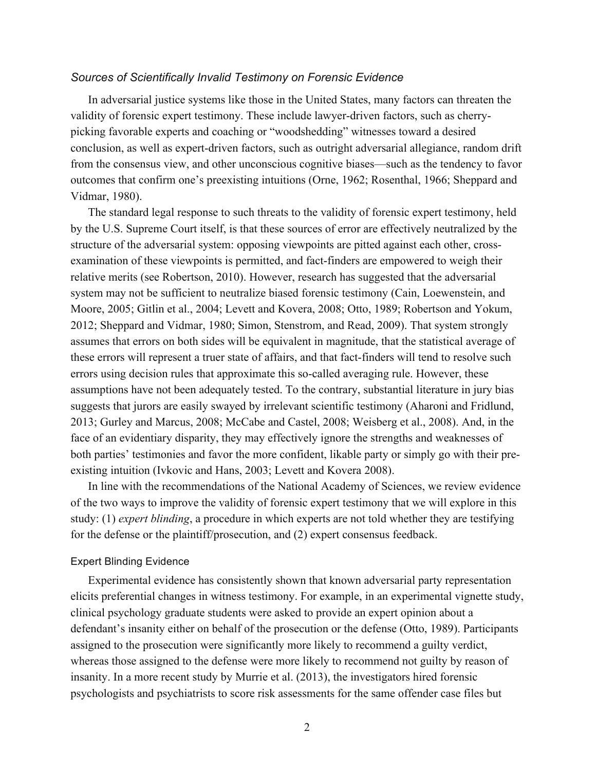### *Sources of Scientifically Invalid Testimony on Forensic Evidence*

In adversarial justice systems like those in the United States, many factors can threaten the validity of forensic expert testimony. These include lawyer-driven factors, such as cherry-picking favorable experts and coaching or "woodshedding" witnesses toward a desired conclusion, as well as expert-driven factors, such as outright adversarial allegiance, random drift from the consensus view, and other unconscious cognitive biases—such as the tendency to favor outcomes that confirm one's preexisting intuitions (Orne, 1962; Rosenthal, 1966; Sheppard and Vidmar, 1980).

The standard legal response to such threats to the validity of forensic expert testimony, held by the U.S. Supreme Court itself, is that these sources of error are effectively neutralized by the structure of the adversarial system: opposing viewpoints are pitted against each other, cross-examination of these viewpoints is permitted, and fact-finders are empowered to weigh their relative merits (see Robertson, 2010). However, research has suggested that the adversarial system may not be sufficient to neutralize biased forensic testimony (Cain, Loewenstein, and Moore, 2005; Gitlin et al., 2004; Levett and Kovera, 2008; Otto, 1989; Robertson and Yokum, 2012; Sheppard and Vidmar, 1980; Simon, Stenstrom, and Read, 2009). That system strongly assumes that errors on both sides will be equivalent in magnitude, that the statistical average of these errors will represent a truer state of affairs, and that fact-finders will tend to resolve such errors using decision rules that approximate this so-called averaging rule. However, these assumptions have not been adequately tested. To the contrary, substantial literature in jury bias suggests that jurors are easily swayed by irrelevant scientific testimony (Aharoni and Fridlund, 2013; Gurley and Marcus, 2008; McCabe and Castel, 2008; Weisberg et al., 2008). And, in the face of an evidentiary disparity, they may effectively ignore the strengths and weaknesses of both parties' testimonies and favor the more confident, likable party or simply go with their pre-existing intuition (Ivkovic and Hans, 2003; Levett and Kovera 2008).

In line with the recommendations of the National Academy of Sciences, we review evidence of the two ways to improve the validity of forensic expert testimony that we will explore in this study: (1) *expert blinding*, a procedure in which experts are not told whether they are testifying for the defense or the plaintiff/prosecution, and (2) expert consensus feedback.

#### Expert Blinding Evidence

Experimental evidence has consistently shown that known adversarial party representation elicits preferential changes in witness testimony. For example, in an experimental vignette study, clinical psychology graduate students were asked to provide an expert opinion about a defendant's insanity either on behalf of the prosecution or the defense (Otto, 1989). Participants assigned to the prosecution were significantly more likely to recommend a guilty verdict, whereas those assigned to the defense were more likely to recommend not guilty by reason of insanity. In a more recent study by Murrie et al. (2013), the investigators hired forensic psychologists and psychiatrists to score risk assessments for the same offender case files but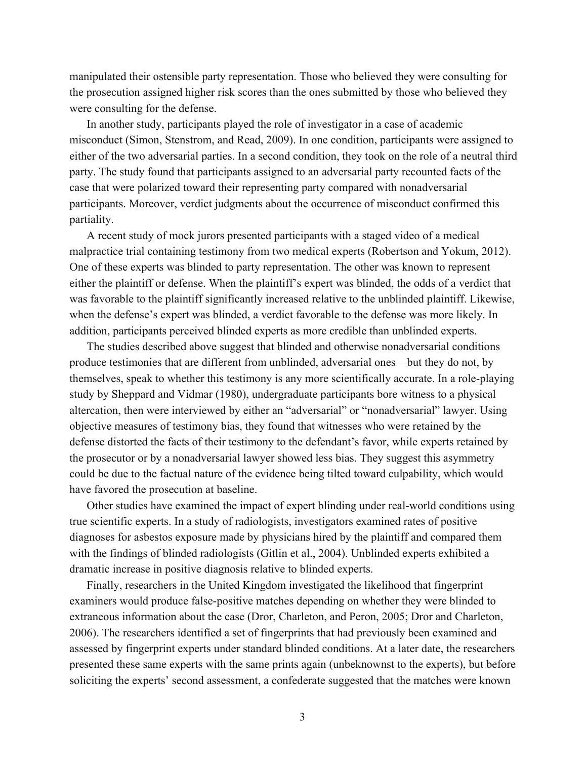manipulated their ostensible party representation. Those who believed they were consulting for the prosecution assigned higher risk scores than the ones submitted by those who believed they were consulting for the defense.

In another study, participants played the role of investigator in a case of academic misconduct (Simon, Stenstrom, and Read, 2009). In one condition, participants were assigned to either of the two adversarial parties. In a second condition, they took on the role of a neutral third party. The study found that participants assigned to an adversarial party recounted facts of the case that were polarized toward their representing party compared with nonadversarial participants. Moreover, verdict judgments about the occurrence of misconduct confirmed this partiality.

A recent study of mock jurors presented participants with a staged video of a medical malpractice trial containing testimony from two medical experts (Robertson and Yokum, 2012). One of these experts was blinded to party representation. The other was known to represent either the plaintiff or defense. When the plaintiff's expert was blinded, the odds of a verdict that was favorable to the plaintiff significantly increased relative to the unblinded plaintiff. Likewise, when the defense's expert was blinded, a verdict favorable to the defense was more likely. In addition, participants perceived blinded experts as more credible than unblinded experts.

The studies described above suggest that blinded and otherwise nonadversarial conditions produce testimonies that are different from unblinded, adversarial ones—but they do not, by themselves, speak to whether this testimony is any more scientifically accurate. In a role-playing study by Sheppard and Vidmar (1980), undergraduate participants bore witness to a physical altercation, then were interviewed by either an "adversarial" or "nonadversarial" lawyer. Using objective measures of testimony bias, they found that witnesses who were retained by the defense distorted the facts of their testimony to the defendant's favor, while experts retained by the prosecutor or by a nonadversarial lawyer showed less bias. They suggest this asymmetry could be due to the factual nature of the evidence being tilted toward culpability, which would have favored the prosecution at baseline.

Other studies have examined the impact of expert blinding under real-world conditions using true scientific experts. In a study of radiologists, investigators examined rates of positive diagnoses for asbestos exposure made by physicians hired by the plaintiff and compared them with the findings of blinded radiologists (Gitlin et al., 2004). Unblinded experts exhibited a dramatic increase in positive diagnosis relative to blinded experts.

Finally, researchers in the United Kingdom investigated the likelihood that fingerprint examiners would produce false-positive matches depending on whether they were blinded to extraneous information about the case (Dror, Charleton, and Peron, 2005; Dror and Charleton, 2006). The researchers identified a set of fingerprints that had previously been examined and assessed by fingerprint experts under standard blinded conditions. At a later date, the researchers presented these same experts with the same prints again (unbeknownst to the experts), but before soliciting the experts' second assessment, a confederate suggested that the matches were known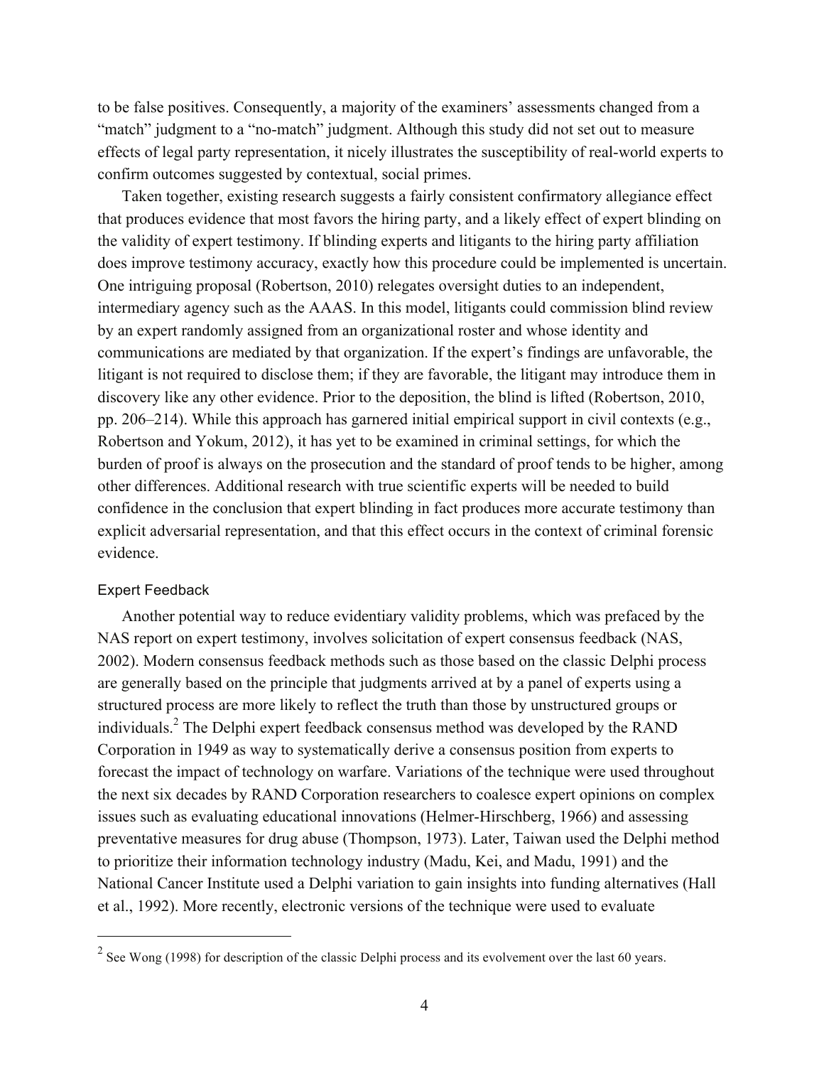to be false positives. Consequently, a majority of the examiners' assessments changed from a "match" judgment to a "no-match" judgment. Although this study did not set out to measure effects of legal party representation, it nicely illustrates the susceptibility of real-world experts to confirm outcomes suggested by contextual, social primes.

Taken together, existing research suggests a fairly consistent confirmatory allegiance effect that produces evidence that most favors the hiring party, and a likely effect of expert blinding on the validity of expert testimony. If blinding experts and litigants to the hiring party affiliation does improve testimony accuracy, exactly how this procedure could be implemented is uncertain. One intriguing proposal (Robertson, 2010) relegates oversight duties to an independent, intermediary agency such as the AAAS. In this model, litigants could commission blind review by an expert randomly assigned from an organizational roster and whose identity and communications are mediated by that organization. If the expert's findings are unfavorable, the litigant is not required to disclose them; if they are favorable, the litigant may introduce them in discovery like any other evidence. Prior to the deposition, the blind is lifted (Robertson, 2010, pp. 206–214). While this approach has garnered initial empirical support in civil contexts (e.g., Robertson and Yokum, 2012), it has yet to be examined in criminal settings, for which the burden of proof is always on the prosecution and the standard of proof tends to be higher, among other differences. Additional research with true scientific experts will be needed to build confidence in the conclusion that expert blinding in fact produces more accurate testimony than explicit adversarial representation, and that this effect occurs in the context of criminal forensic evidence.

### Expert Feedback

Another potential way to reduce evidentiary validity problems, which was prefaced by the NAS report on expert testimony, involves solicitation of expert consensus feedback (NAS, 2002). Modern consensus feedback methods such as those based on the classic Delphi process are generally based on the principle that judgments arrived at by a panel of experts using a structured process are more likely to reflect the truth than those by unstructured groups or individuals.[2] The Delphi expert feedback consensus method was developed by the RAND Corporation in 1949 as way to systematically derive a consensus position from experts to forecast the impact of technology on warfare. Variations of the technique were used throughout the next six decades by RAND Corporation researchers to coalesce expert opinions on complex issues such as evaluating educational innovations (Helmer-Hirschberg, 1966) and assessing preventative measures for drug abuse (Thompson, 1973). Later, Taiwan used the Delphi method to prioritize their information technology industry (Madu, Kei, and Madu, 1991) and the National Cancer Institute used a Delphi variation to gain insights into funding alternatives (Hall et al., 1992). More recently, electronic versions of the technique were used to evaluate

---

[2] See Wong (1998) for description of the classic Delphi process and its evolvement over the last 60 years.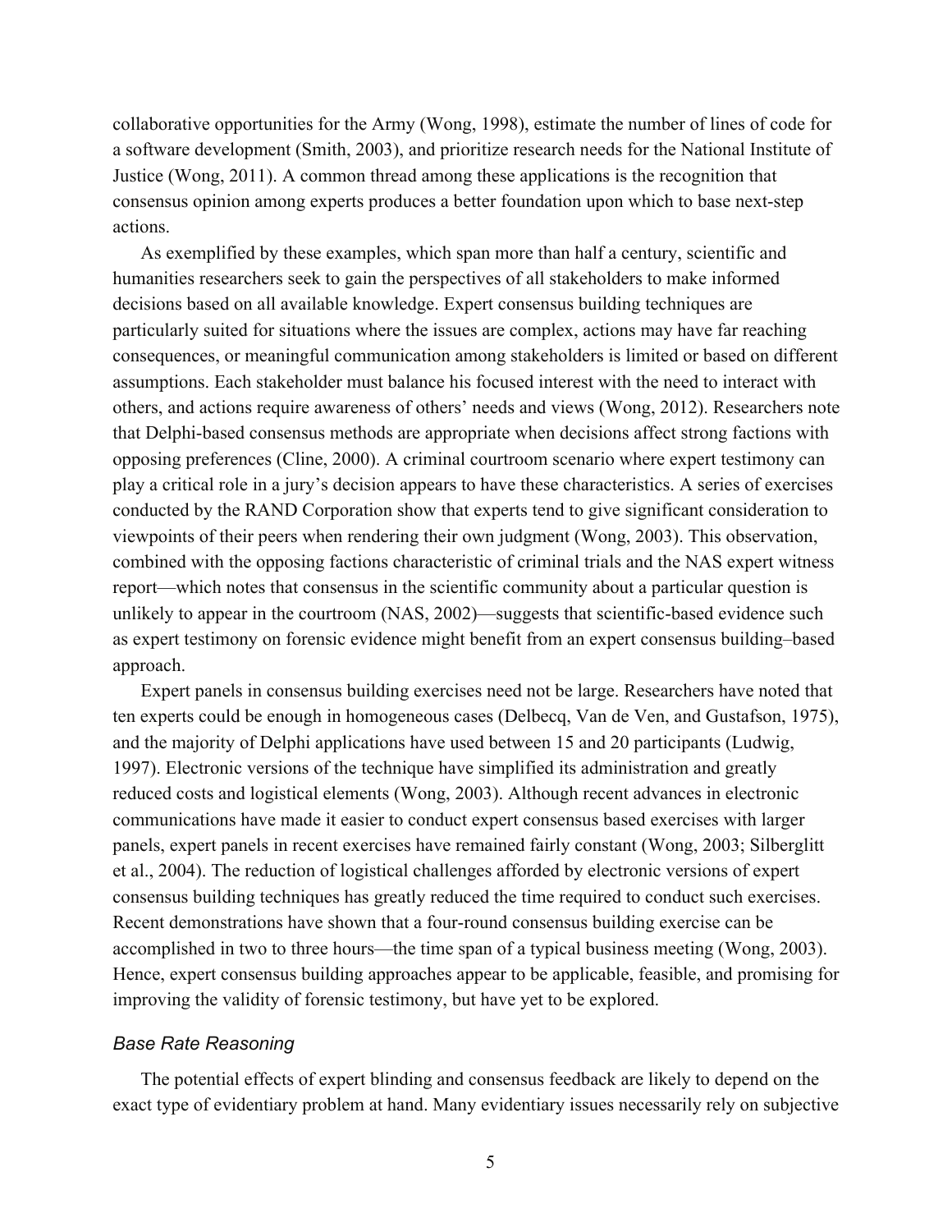collaborative opportunities for the Army (Wong, 1998), estimate the number of lines of code for a software development (Smith, 2003), and prioritize research needs for the National Institute of Justice (Wong, 2011). A common thread among these applications is the recognition that consensus opinion among experts produces a better foundation upon which to base next-step actions.

As exemplified by these examples, which span more than half a century, scientific and humanities researchers seek to gain the perspectives of all stakeholders to make informed decisions based on all available knowledge. Expert consensus building techniques are particularly suited for situations where the issues are complex, actions may have far reaching consequences, or meaningful communication among stakeholders is limited or based on different assumptions. Each stakeholder must balance his focused interest with the need to interact with others, and actions require awareness of others' needs and views (Wong, 2012). Researchers note that Delphi-based consensus methods are appropriate when decisions affect strong factions with opposing preferences (Cline, 2000). A criminal courtroom scenario where expert testimony can play a critical role in a jury's decision appears to have these characteristics. A series of exercises conducted by the RAND Corporation show that experts tend to give significant consideration to viewpoints of their peers when rendering their own judgment (Wong, 2003). This observation, combined with the opposing factions characteristic of criminal trials and the NAS expert witness report—which notes that consensus in the scientific community about a particular question is unlikely to appear in the courtroom (NAS, 2002)—suggests that scientific-based evidence such as expert testimony on forensic evidence might benefit from an expert consensus building–based approach.

Expert panels in consensus building exercises need not be large. Researchers have noted that ten experts could be enough in homogeneous cases (Delbecq, Van de Ven, and Gustafson, 1975), and the majority of Delphi applications have used between 15 and 20 participants (Ludwig, 1997). Electronic versions of the technique have simplified its administration and greatly reduced costs and logistical elements (Wong, 2003). Although recent advances in electronic communications have made it easier to conduct expert consensus based exercises with larger panels, expert panels in recent exercises have remained fairly constant (Wong, 2003; Silberglitt et al., 2004). The reduction of logistical challenges afforded by electronic versions of expert consensus building techniques has greatly reduced the time required to conduct such exercises. Recent demonstrations have shown that a four-round consensus building exercise can be accomplished in two to three hours—the time span of a typical business meeting (Wong, 2003). Hence, expert consensus building approaches appear to be applicable, feasible, and promising for improving the validity of forensic testimony, but have yet to be explored.

### *Base Rate Reasoning*

The potential effects of expert blinding and consensus feedback are likely to depend on the exact type of evidentiary problem at hand. Many evidentiary issues necessarily rely on subjective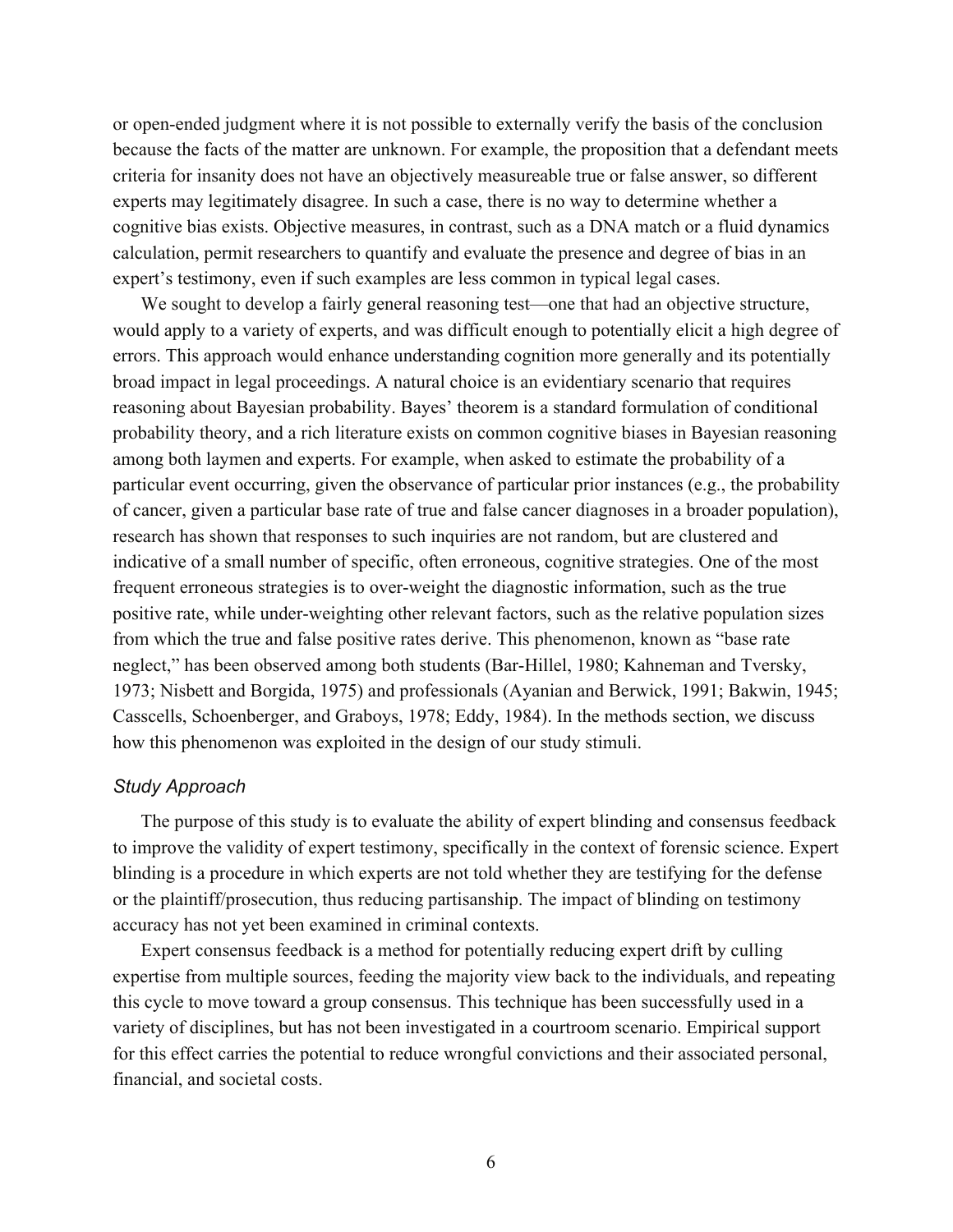or open-ended judgment where it is not possible to externally verify the basis of the conclusion because the facts of the matter are unknown. For example, the proposition that a defendant meets criteria for insanity does not have an objectively measureable true or false answer, so different experts may legitimately disagree. In such a case, there is no way to determine whether a cognitive bias exists. Objective measures, in contrast, such as a DNA match or a fluid dynamics calculation, permit researchers to quantify and evaluate the presence and degree of bias in an expert's testimony, even if such examples are less common in typical legal cases.

We sought to develop a fairly general reasoning test—one that had an objective structure, would apply to a variety of experts, and was difficult enough to potentially elicit a high degree of errors. This approach would enhance understanding cognition more generally and its potentially broad impact in legal proceedings. A natural choice is an evidentiary scenario that requires reasoning about Bayesian probability. Bayes' theorem is a standard formulation of conditional probability theory, and a rich literature exists on common cognitive biases in Bayesian reasoning among both laymen and experts. For example, when asked to estimate the probability of a particular event occurring, given the observance of particular prior instances (e.g., the probability of cancer, given a particular base rate of true and false cancer diagnoses in a broader population), research has shown that responses to such inquiries are not random, but are clustered and indicative of a small number of specific, often erroneous, cognitive strategies. One of the most frequent erroneous strategies is to over-weight the diagnostic information, such as the true positive rate, while under-weighting other relevant factors, such as the relative population sizes from which the true and false positive rates derive. This phenomenon, known as "base rate neglect," has been observed among both students (Bar-Hillel, 1980; Kahneman and Tversky, 1973; Nisbett and Borgida, 1975) and professionals (Ayanian and Berwick, 1991; Bakwin, 1945; Casscells, Schoenberger, and Graboys, 1978; Eddy, 1984). In the methods section, we discuss how this phenomenon was exploited in the design of our study stimuli.

### *Study Approach*

The purpose of this study is to evaluate the ability of expert blinding and consensus feedback to improve the validity of expert testimony, specifically in the context of forensic science. Expert blinding is a procedure in which experts are not told whether they are testifying for the defense or the plaintiff/prosecution, thus reducing partisanship. The impact of blinding on testimony accuracy has not yet been examined in criminal contexts.

Expert consensus feedback is a method for potentially reducing expert drift by culling expertise from multiple sources, feeding the majority view back to the individuals, and repeating this cycle to move toward a group consensus. This technique has been successfully used in a variety of disciplines, but has not been investigated in a courtroom scenario. Empirical support for this effect carries the potential to reduce wrongful convictions and their associated personal, financial, and societal costs.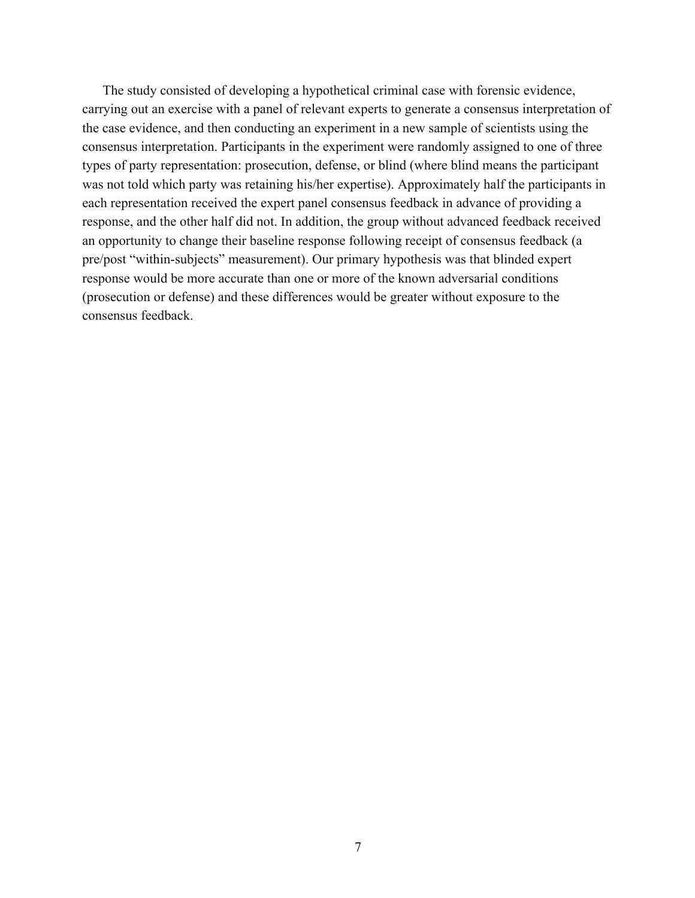The study consisted of developing a hypothetical criminal case with forensic evidence, carrying out an exercise with a panel of relevant experts to generate a consensus interpretation of the case evidence, and then conducting an experiment in a new sample of scientists using the consensus interpretation. Participants in the experiment were randomly assigned to one of three types of party representation: prosecution, defense, or blind (where blind means the participant was not told which party was retaining his/her expertise). Approximately half the participants in each representation received the expert panel consensus feedback in advance of providing a response, and the other half did not. In addition, the group without advanced feedback received an opportunity to change their baseline response following receipt of consensus feedback (a pre/post "within-subjects" measurement). Our primary hypothesis was that blinded expert response would be more accurate than one or more of the known adversarial conditions (prosecution or defense) and these differences would be greater without exposure to the consensus feedback.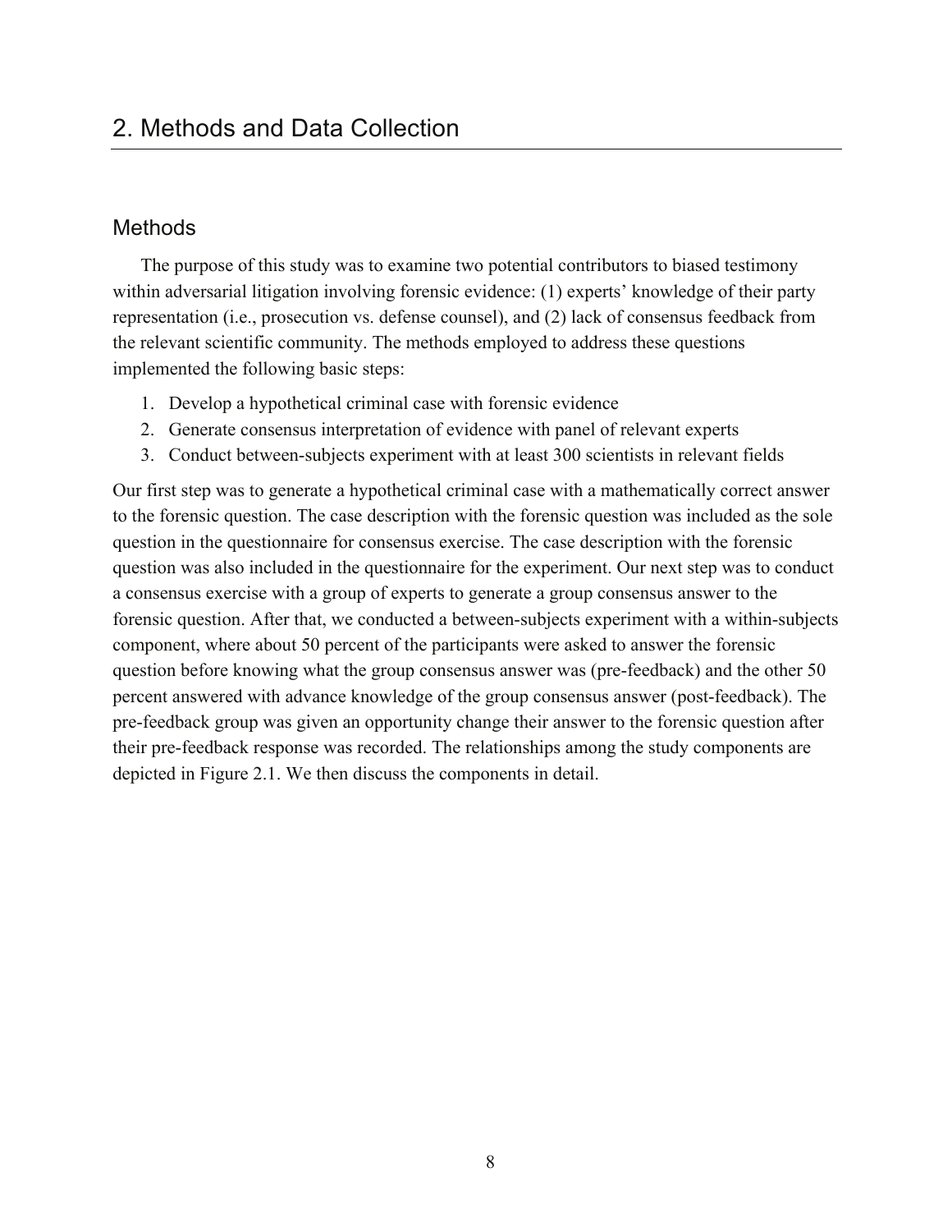# 2. Methods and Data Collection

## Methods

The purpose of this study was to examine two potential contributors to biased testimony within adversarial litigation involving forensic evidence: (1) experts' knowledge of their party representation (i.e., prosecution vs. defense counsel), and (2) lack of consensus feedback from the relevant scientific community. The methods employed to address these questions implemented the following basic steps:

1. Develop a hypothetical criminal case with forensic evidence
2. Generate consensus interpretation of evidence with panel of relevant experts
3. Conduct between-subjects experiment with at least 300 scientists in relevant fields

Our first step was to generate a hypothetical criminal case with a mathematically correct answer to the forensic question. The case description with the forensic question was included as the sole question in the questionnaire for consensus exercise. The case description with the forensic question was also included in the questionnaire for the experiment. Our next step was to conduct a consensus exercise with a group of experts to generate a group consensus answer to the forensic question. After that, we conducted a between-subjects experiment with a within-subjects component, where about 50 percent of the participants were asked to answer the forensic question before knowing what the group consensus answer was (pre-feedback) and the other 50 percent answered with advance knowledge of the group consensus answer (post-feedback). The pre-feedback group was given an opportunity change their answer to the forensic question after their pre-feedback response was recorded. The relationships among the study components are depicted in Figure 2.1. We then discuss the components in detail.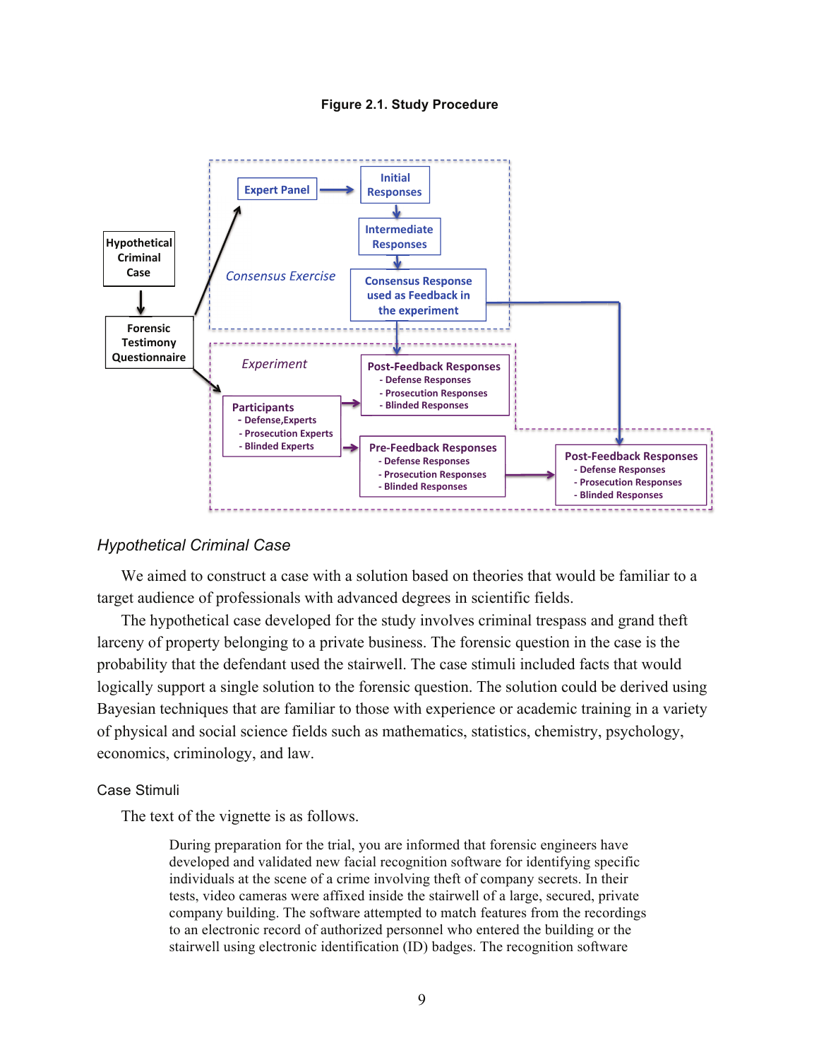**Figure 2.1. Study Procedure**

Hypothetical Criminal Case

Forensic Testimony Questionnaire

Consensus Exercise

Expert Panel

Initial Responses

Intermediate Responses

Consensus Response used as Feedback in the experiment

Experiment

Participants
- Defense,Experts
- Prosecution Experts
- Blinded Experts

Post-Feedback Responses
- Defense Responses
- Prosecution Responses
- Blinded Responses

Pre-Feedback Responses
- Defense Responses
- Prosecution Responses
- Blinded Responses

Post-Feedback Responses
- Defense Responses
- Prosecution Responses
- Blinded Responses

### *Hypothetical Criminal Case*

We aimed to construct a case with a solution based on theories that would be familiar to a target audience of professionals with advanced degrees in scientific fields.

The hypothetical case developed for the study involves criminal trespass and grand theft larceny of property belonging to a private business. The forensic question in the case is the probability that the defendant used the stairwell. The case stimuli included facts that would logically support a single solution to the forensic question. The solution could be derived using Bayesian techniques that are familiar to those with experience or academic training in a variety of physical and social science fields such as mathematics, statistics, chemistry, psychology, economics, criminology, and law.

#### Case Stimuli

The text of the vignette is as follows.

> During preparation for the trial, you are informed that forensic engineers have developed and validated new facial recognition software for identifying specific individuals at the scene of a crime involving theft of company secrets. In their tests, video cameras were affixed inside the stairwell of a large, secured, private company building. The software attempted to match features from the recordings to an electronic record of authorized personnel who entered the building or the stairwell using electronic identification (ID) badges. The recognition software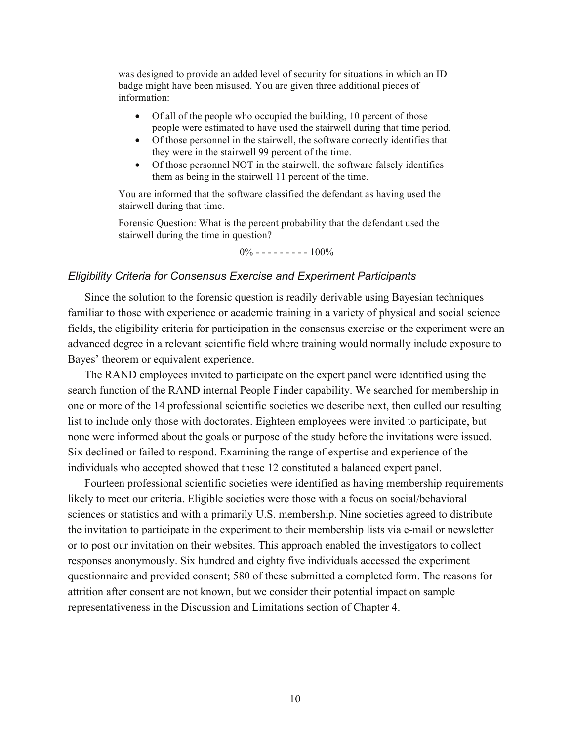was designed to provide an added level of security for situations in which an ID badge might have been misused. You are given three additional pieces of information:

- Of all of the people who occupied the building, 10 percent of those people were estimated to have used the stairwell during that time period.
- Of those personnel in the stairwell, the software correctly identifies that they were in the stairwell 99 percent of the time.
- Of those personnel NOT in the stairwell, the software falsely identifies them as being in the stairwell 11 percent of the time.

You are informed that the software classified the defendant as having used the stairwell during that time.

Forensic Question: What is the percent probability that the defendant used the stairwell during the time in question?

0% - - - - - - - - - 100%

### *Eligibility Criteria for Consensus Exercise and Experiment Participants*

Since the solution to the forensic question is readily derivable using Bayesian techniques familiar to those with experience or academic training in a variety of physical and social science fields, the eligibility criteria for participation in the consensus exercise or the experiment were an advanced degree in a relevant scientific field where training would normally include exposure to Bayes' theorem or equivalent experience.

The RAND employees invited to participate on the expert panel were identified using the search function of the RAND internal People Finder capability. We searched for membership in one or more of the 14 professional scientific societies we describe next, then culled our resulting list to include only those with doctorates. Eighteen employees were invited to participate, but none were informed about the goals or purpose of the study before the invitations were issued. Six declined or failed to respond. Examining the range of expertise and experience of the individuals who accepted showed that these 12 constituted a balanced expert panel.

Fourteen professional scientific societies were identified as having membership requirements likely to meet our criteria. Eligible societies were those with a focus on social/behavioral sciences or statistics and with a primarily U.S. membership. Nine societies agreed to distribute the invitation to participate in the experiment to their membership lists via e-mail or newsletter or to post our invitation on their websites. This approach enabled the investigators to collect responses anonymously. Six hundred and eighty five individuals accessed the experiment questionnaire and provided consent; 580 of these submitted a completed form. The reasons for attrition after consent are not known, but we consider their potential impact on sample representativeness in the Discussion and Limitations section of Chapter 4.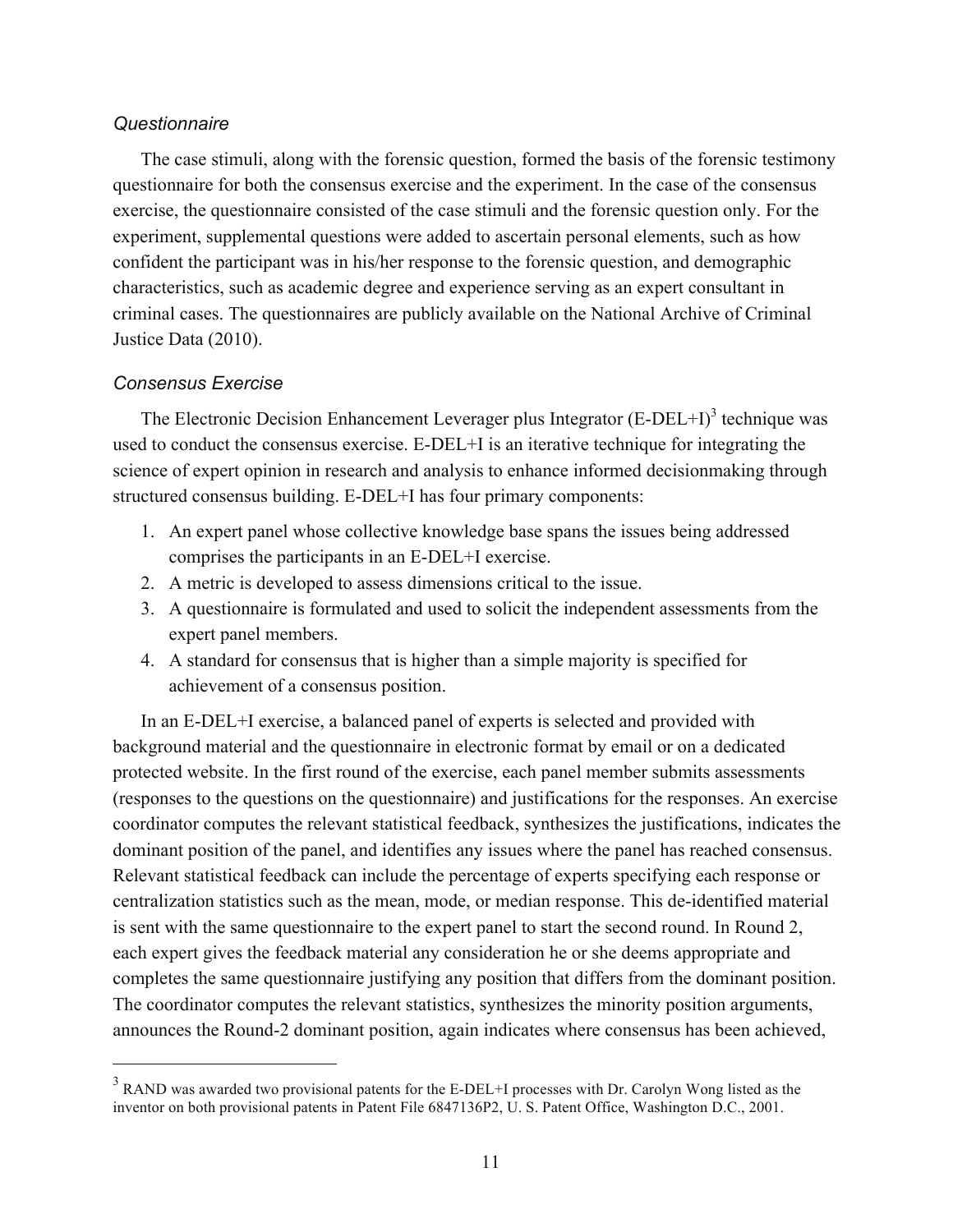### *Questionnaire*

The case stimuli, along with the forensic question, formed the basis of the forensic testimony questionnaire for both the consensus exercise and the experiment. In the case of the consensus exercise, the questionnaire consisted of the case stimuli and the forensic question only. For the experiment, supplemental questions were added to ascertain personal elements, such as how confident the participant was in his/her response to the forensic question, and demographic characteristics, such as academic degree and experience serving as an expert consultant in criminal cases. The questionnaires are publicly available on the National Archive of Criminal Justice Data (2010).

### *Consensus Exercise*

The Electronic Decision Enhancement Leverager plus Integrator (E-DEL+I)[3] technique was used to conduct the consensus exercise. E-DEL+I is an iterative technique for integrating the science of expert opinion in research and analysis to enhance informed decisionmaking through structured consensus building. E-DEL+I has four primary components:

1. An expert panel whose collective knowledge base spans the issues being addressed comprises the participants in an E-DEL+I exercise.
2. A metric is developed to assess dimensions critical to the issue.
3. A questionnaire is formulated and used to solicit the independent assessments from the expert panel members.
4. A standard for consensus that is higher than a simple majority is specified for achievement of a consensus position.

In an E-DEL+I exercise, a balanced panel of experts is selected and provided with background material and the questionnaire in electronic format by email or on a dedicated protected website. In the first round of the exercise, each panel member submits assessments (responses to the questions on the questionnaire) and justifications for the responses. An exercise coordinator computes the relevant statistical feedback, synthesizes the justifications, indicates the dominant position of the panel, and identifies any issues where the panel has reached consensus. Relevant statistical feedback can include the percentage of experts specifying each response or centralization statistics such as the mean, mode, or median response. This de-identified material is sent with the same questionnaire to the expert panel to start the second round. In Round 2, each expert gives the feedback material any consideration he or she deems appropriate and completes the same questionnaire justifying any position that differs from the dominant position. The coordinator computes the relevant statistics, synthesizes the minority position arguments, announces the Round-2 dominant position, again indicates where consensus has been achieved,

---

[3] RAND was awarded two provisional patents for the E-DEL+I processes with Dr. Carolyn Wong listed as the inventor on both provisional patents in Patent File 6847136P2, U. S. Patent Office, Washington D.C., 2001.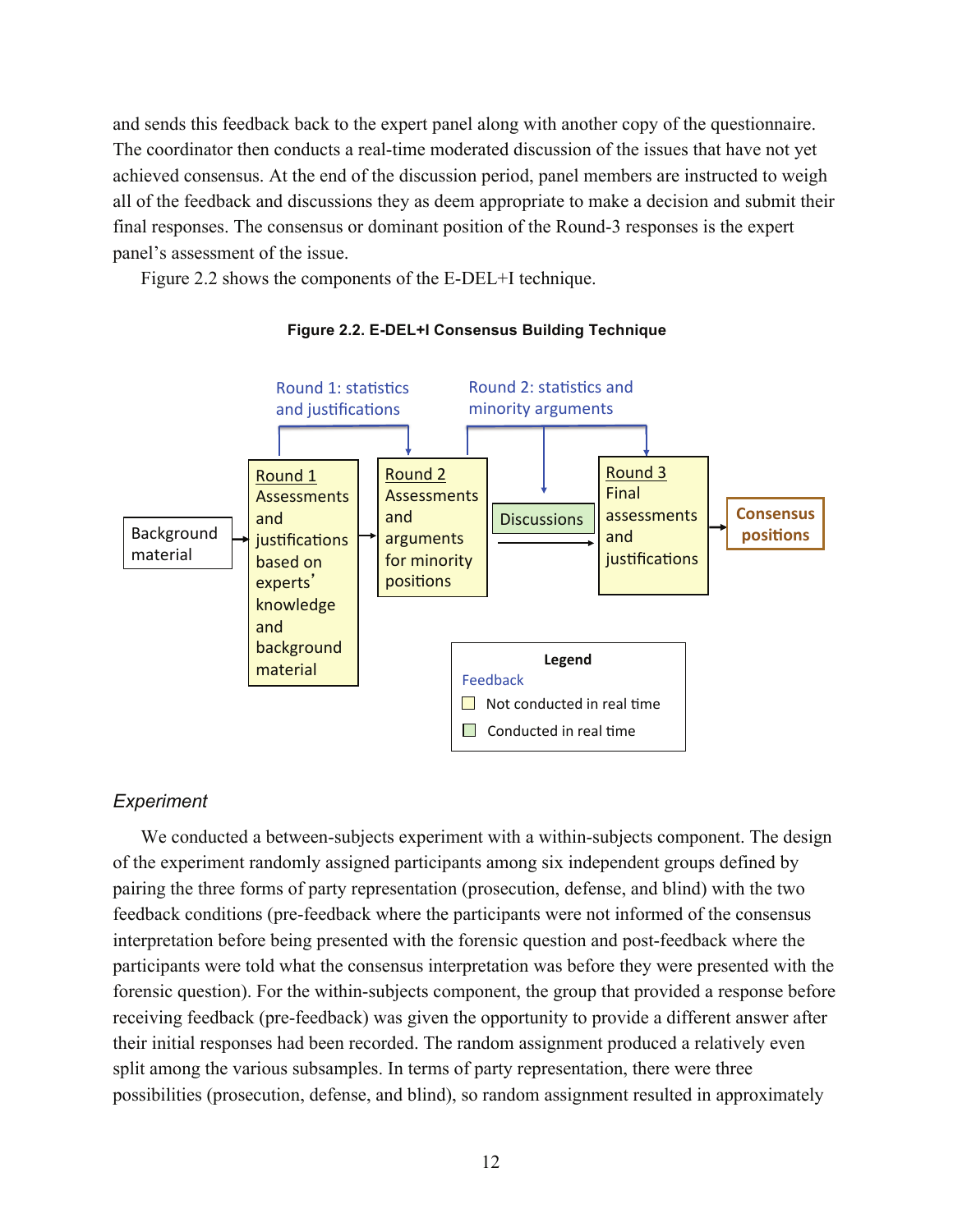and sends this feedback back to the expert panel along with another copy of the questionnaire. The coordinator then conducts a real-time moderated discussion of the issues that have not yet achieved consensus. At the end of the discussion period, panel members are instructed to weigh all of the feedback and discussions they as deem appropriate to make a decision and submit their final responses. The consensus or dominant position of the Round-3 responses is the expert panel's assessment of the issue.

Figure 2.2 shows the components of the E-DEL+I technique.

**Figure 2.2. E-DEL+I Consensus Building Technique**

Round 1: statistics and justifications

Round 2: statistics and minority arguments

Background material

Round 1 Assessments and justifications based on experts' knowledge and background material

Round 2 Assessments and arguments for minority positions

Discussions

Round 3 Final assessments and justifications

Consensus positions

Legend
Feedback
Not conducted in real time
Conducted in real time

### *Experiment*

We conducted a between-subjects experiment with a within-subjects component. The design of the experiment randomly assigned participants among six independent groups defined by pairing the three forms of party representation (prosecution, defense, and blind) with the two feedback conditions (pre-feedback where the participants were not informed of the consensus interpretation before being presented with the forensic question and post-feedback where the participants were told what the consensus interpretation was before they were presented with the forensic question). For the within-subjects component, the group that provided a response before receiving feedback (pre-feedback) was given the opportunity to provide a different answer after their initial responses had been recorded. The random assignment produced a relatively even split among the various subsamples. In terms of party representation, there were three possibilities (prosecution, defense, and blind), so random assignment resulted in approximately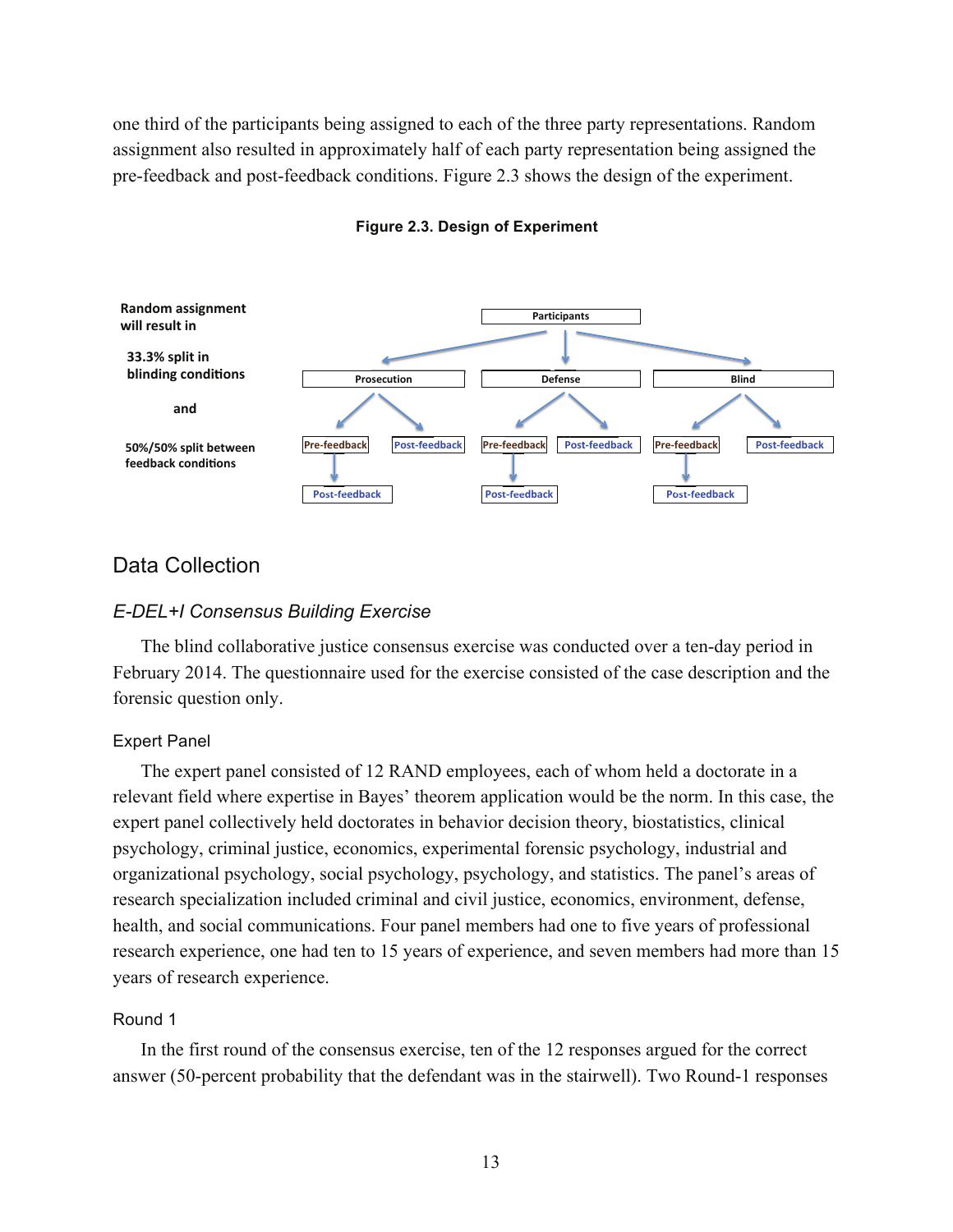one third of the participants being assigned to each of the three party representations. Random assignment also resulted in approximately half of each party representation being assigned the pre-feedback and post-feedback conditions. Figure 2.3 shows the design of the experiment.

**Figure 2.3. Design of Experiment**

**Random assignment will result in**

**33.3% split in blinding conditions**

**and**

**50%/50% split between feedback conditions**

Participants

- Prosecution
  - Pre-feedback → Post-feedback
  - Post-feedback
- Defense
  - Pre-feedback → Post-feedback
  - Post-feedback
- Blind
  - Pre-feedback → Post-feedback
  - Post-feedback

## Data Collection

### *E-DEL+I Consensus Building Exercise*

The blind collaborative justice consensus exercise was conducted over a ten-day period in February 2014. The questionnaire used for the exercise consisted of the case description and the forensic question only.

#### Expert Panel

The expert panel consisted of 12 RAND employees, each of whom held a doctorate in a relevant field where expertise in Bayes' theorem application would be the norm. In this case, the expert panel collectively held doctorates in behavior decision theory, biostatistics, clinical psychology, criminal justice, economics, experimental forensic psychology, industrial and organizational psychology, social psychology, psychology, and statistics. The panel's areas of research specialization included criminal and civil justice, economics, environment, defense, health, and social communications. Four panel members had one to five years of professional research experience, one had ten to 15 years of experience, and seven members had more than 15 years of research experience.

#### Round 1

In the first round of the consensus exercise, ten of the 12 responses argued for the correct answer (50-percent probability that the defendant was in the stairwell). Two Round-1 responses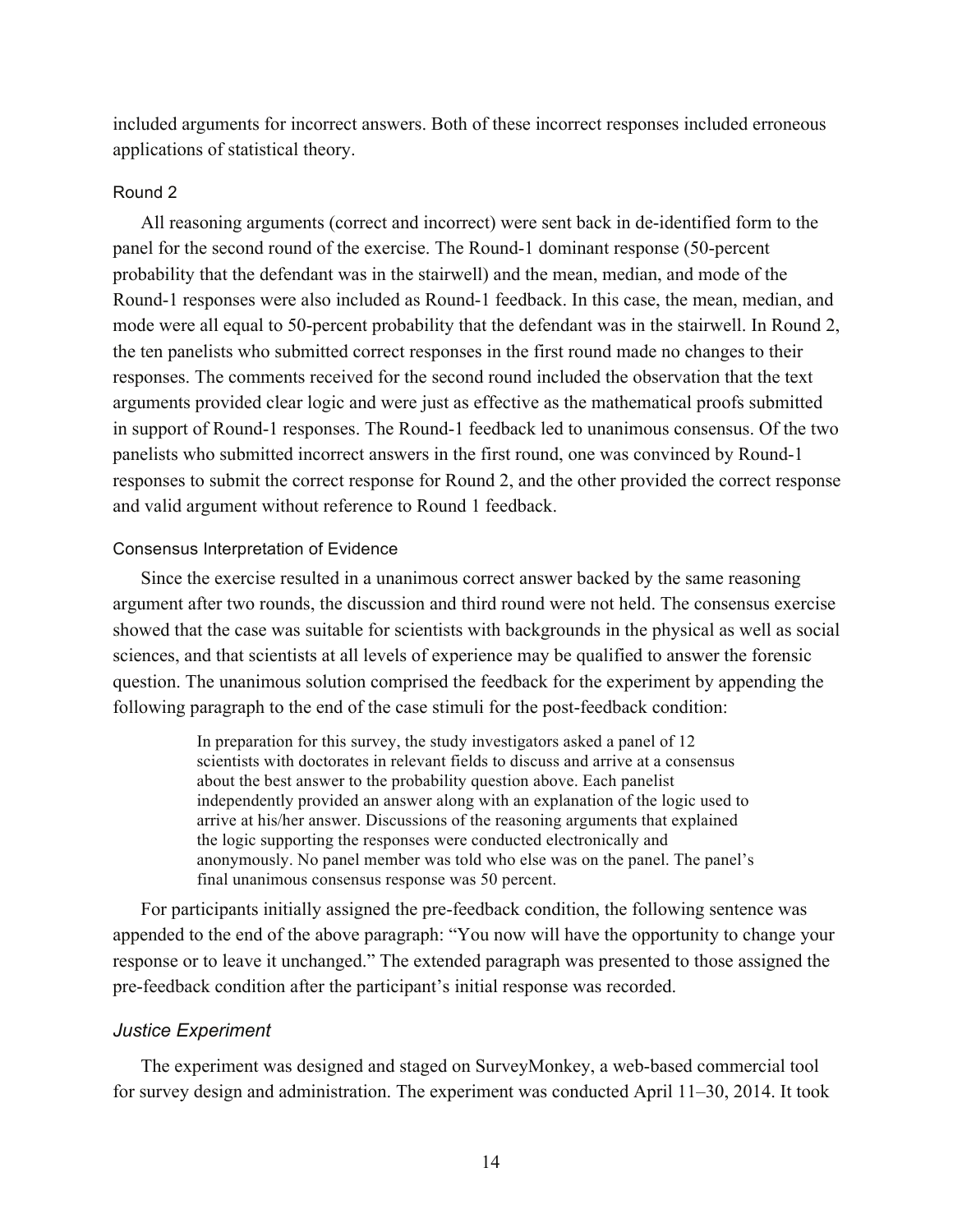included arguments for incorrect answers. Both of these incorrect responses included erroneous applications of statistical theory.

### Round 2

All reasoning arguments (correct and incorrect) were sent back in de-identified form to the panel for the second round of the exercise. The Round-1 dominant response (50-percent probability that the defendant was in the stairwell) and the mean, median, and mode of the Round-1 responses were also included as Round-1 feedback. In this case, the mean, median, and mode were all equal to 50-percent probability that the defendant was in the stairwell. In Round 2, the ten panelists who submitted correct responses in the first round made no changes to their responses. The comments received for the second round included the observation that the text arguments provided clear logic and were just as effective as the mathematical proofs submitted in support of Round-1 responses. The Round-1 feedback led to unanimous consensus. Of the two panelists who submitted incorrect answers in the first round, one was convinced by Round-1 responses to submit the correct response for Round 2, and the other provided the correct response and valid argument without reference to Round 1 feedback.

### Consensus Interpretation of Evidence

Since the exercise resulted in a unanimous correct answer backed by the same reasoning argument after two rounds, the discussion and third round were not held. The consensus exercise showed that the case was suitable for scientists with backgrounds in the physical as well as social sciences, and that scientists at all levels of experience may be qualified to answer the forensic question. The unanimous solution comprised the feedback for the experiment by appending the following paragraph to the end of the case stimuli for the post-feedback condition:

> In preparation for this survey, the study investigators asked a panel of 12 scientists with doctorates in relevant fields to discuss and arrive at a consensus about the best answer to the probability question above. Each panelist independently provided an answer along with an explanation of the logic used to arrive at his/her answer. Discussions of the reasoning arguments that explained the logic supporting the responses were conducted electronically and anonymously. No panel member was told who else was on the panel. The panel's final unanimous consensus response was 50 percent.

For participants initially assigned the pre-feedback condition, the following sentence was appended to the end of the above paragraph: "You now will have the opportunity to change your response or to leave it unchanged." The extended paragraph was presented to those assigned the pre-feedback condition after the participant's initial response was recorded.

## *Justice Experiment*

The experiment was designed and staged on SurveyMonkey, a web-based commercial tool for survey design and administration. The experiment was conducted April 11–30, 2014. It took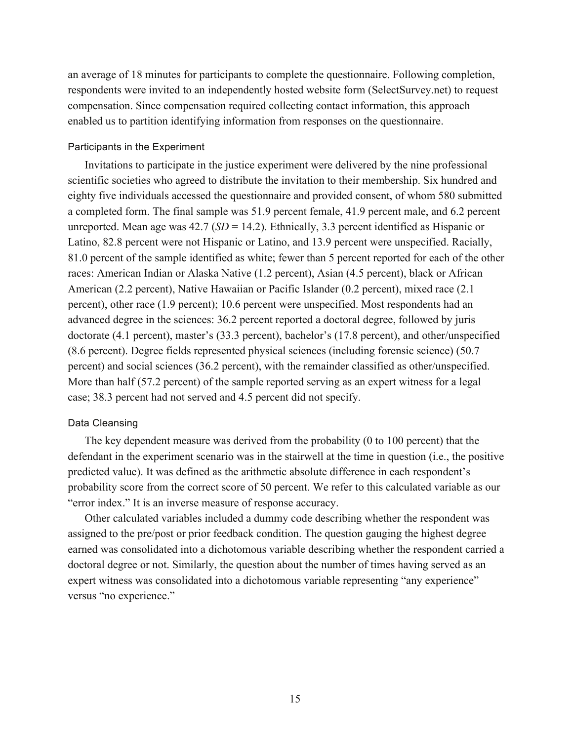an average of 18 minutes for participants to complete the questionnaire. Following completion, respondents were invited to an independently hosted website form (SelectSurvey.net) to request compensation. Since compensation required collecting contact information, this approach enabled us to partition identifying information from responses on the questionnaire.

### Participants in the Experiment

Invitations to participate in the justice experiment were delivered by the nine professional scientific societies who agreed to distribute the invitation to their membership. Six hundred and eighty five individuals accessed the questionnaire and provided consent, of whom 580 submitted a completed form. The final sample was 51.9 percent female, 41.9 percent male, and 6.2 percent unreported. Mean age was 42.7 (*SD* = 14.2). Ethnically, 3.3 percent identified as Hispanic or Latino, 82.8 percent were not Hispanic or Latino, and 13.9 percent were unspecified. Racially, 81.0 percent of the sample identified as white; fewer than 5 percent reported for each of the other races: American Indian or Alaska Native (1.2 percent), Asian (4.5 percent), black or African American (2.2 percent), Native Hawaiian or Pacific Islander (0.2 percent), mixed race (2.1 percent), other race (1.9 percent); 10.6 percent were unspecified. Most respondents had an advanced degree in the sciences: 36.2 percent reported a doctoral degree, followed by juris doctorate (4.1 percent), master's (33.3 percent), bachelor's (17.8 percent), and other/unspecified (8.6 percent). Degree fields represented physical sciences (including forensic science) (50.7 percent) and social sciences (36.2 percent), with the remainder classified as other/unspecified. More than half (57.2 percent) of the sample reported serving as an expert witness for a legal case; 38.3 percent had not served and 4.5 percent did not specify.

### Data Cleansing

The key dependent measure was derived from the probability (0 to 100 percent) that the defendant in the experiment scenario was in the stairwell at the time in question (i.e., the positive predicted value). It was defined as the arithmetic absolute difference in each respondent's probability score from the correct score of 50 percent. We refer to this calculated variable as our "error index." It is an inverse measure of response accuracy.

Other calculated variables included a dummy code describing whether the respondent was assigned to the pre/post or prior feedback condition. The question gauging the highest degree earned was consolidated into a dichotomous variable describing whether the respondent carried a doctoral degree or not. Similarly, the question about the number of times having served as an expert witness was consolidated into a dichotomous variable representing "any experience" versus "no experience."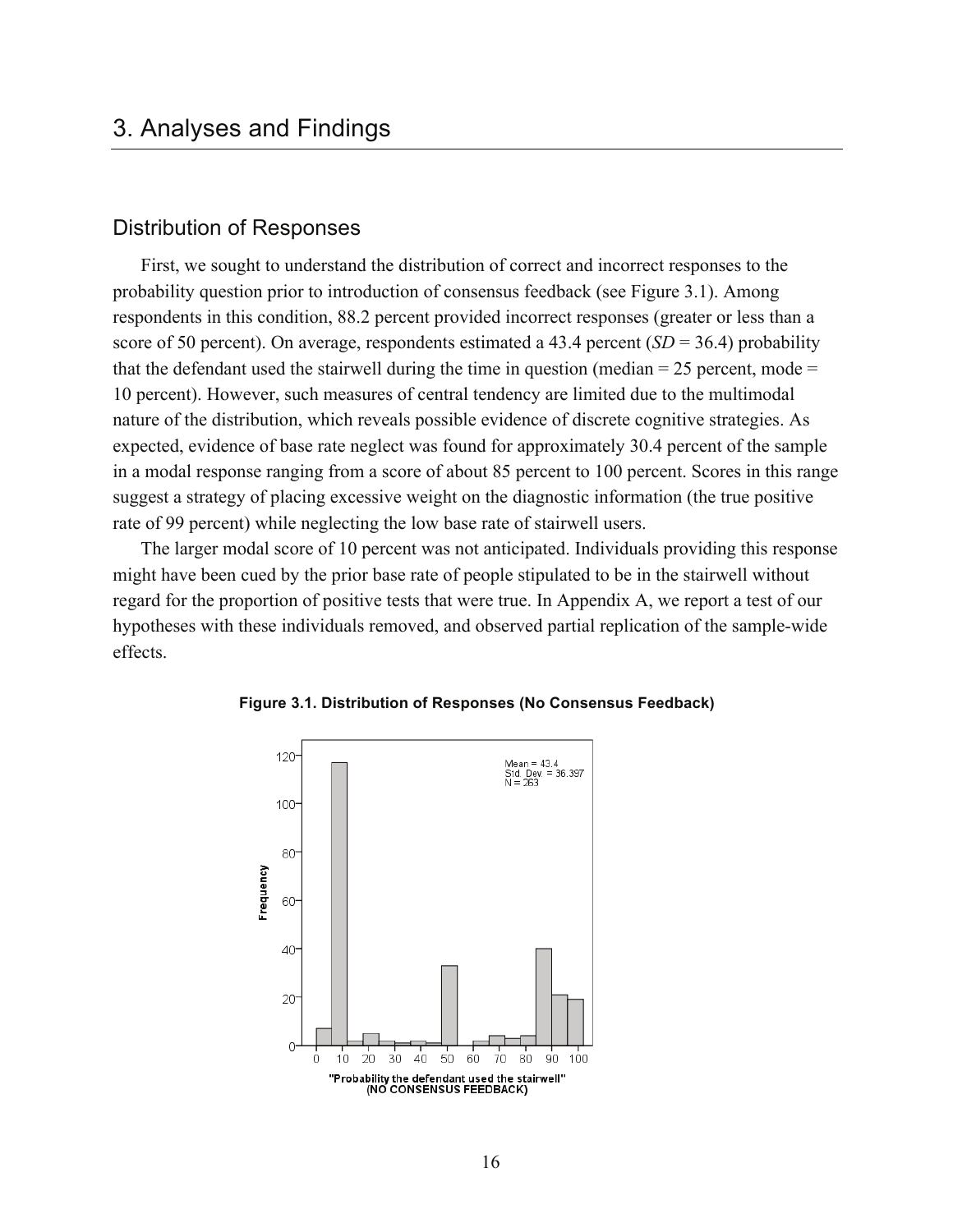## 3. Analyses and Findings

### Distribution of Responses

First, we sought to understand the distribution of correct and incorrect responses to the probability question prior to introduction of consensus feedback (see Figure 3.1). Among respondents in this condition, 88.2 percent provided incorrect responses (greater or less than a score of 50 percent). On average, respondents estimated a 43.4 percent (*SD* = 36.4) probability that the defendant used the stairwell during the time in question (median = 25 percent, mode = 10 percent). However, such measures of central tendency are limited due to the multimodal nature of the distribution, which reveals possible evidence of discrete cognitive strategies. As expected, evidence of base rate neglect was found for approximately 30.4 percent of the sample in a modal response ranging from a score of about 85 percent to 100 percent. Scores in this range suggest a strategy of placing excessive weight on the diagnostic information (the true positive rate of 99 percent) while neglecting the low base rate of stairwell users.

The larger modal score of 10 percent was not anticipated. Individuals providing this response might have been cued by the prior base rate of people stipulated to be in the stairwell without regard for the proportion of positive tests that were true. In Appendix A, we report a test of our hypotheses with these individuals removed, and observed partial replication of the sample-wide effects.

**Figure 3.1. Distribution of Responses (No Consensus Feedback)**

Mean = 43.4
Std. Dev. = 36.397
N = 263

Frequency

"Probability the defendant used the stairwell" (NO CONSENSUS FEEDBACK)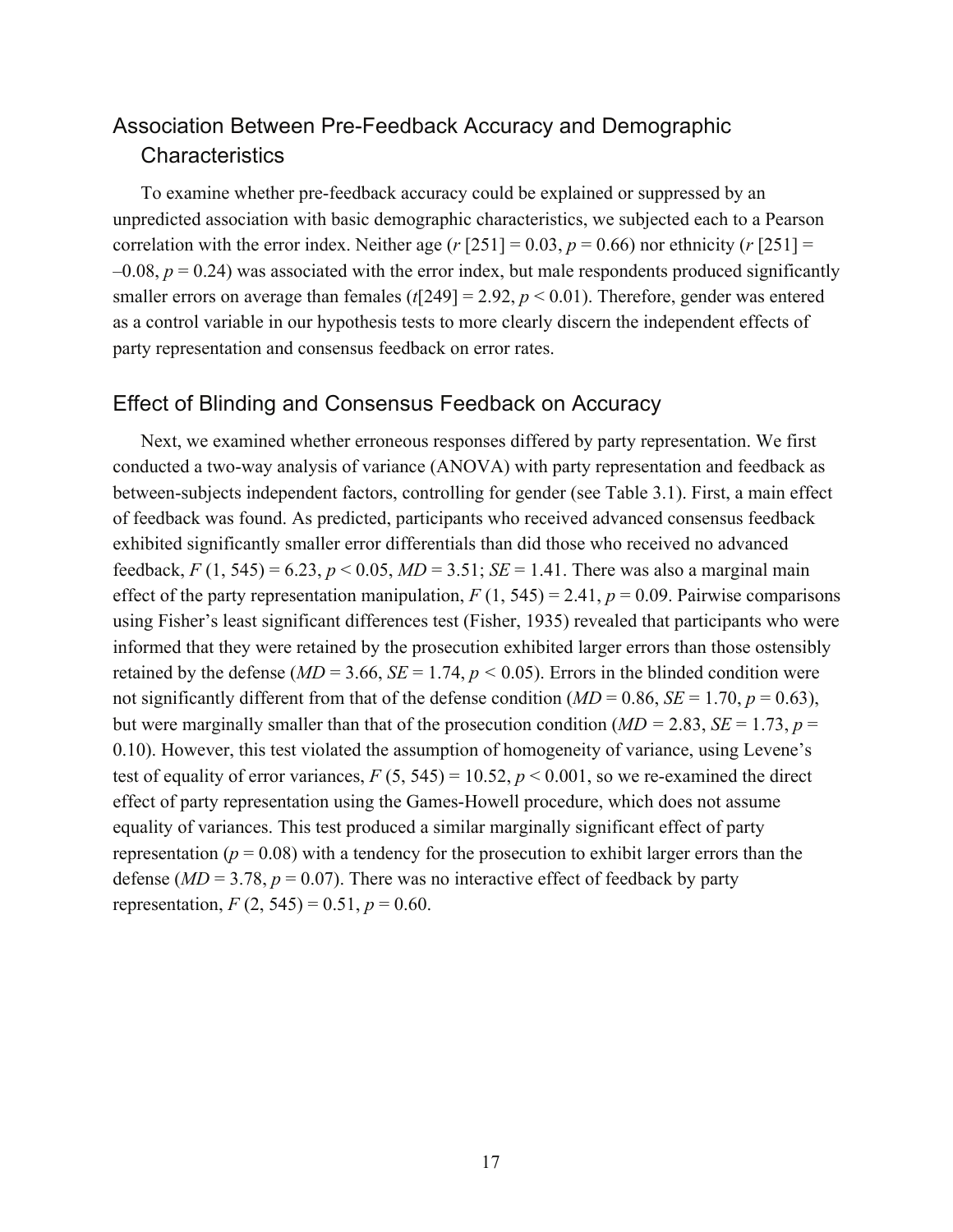## Association Between Pre-Feedback Accuracy and Demographic Characteristics

To examine whether pre-feedback accuracy could be explained or suppressed by an unpredicted association with basic demographic characteristics, we subjected each to a Pearson correlation with the error index. Neither age ($r$ [251] = 0.03, $p$ = 0.66) nor ethnicity ($r$ [251] = –0.08, $p$ = 0.24) was associated with the error index, but male respondents produced significantly smaller errors on average than females ($t$[249] = 2.92, $p$ < 0.01). Therefore, gender was entered as a control variable in our hypothesis tests to more clearly discern the independent effects of party representation and consensus feedback on error rates.

## Effect of Blinding and Consensus Feedback on Accuracy

Next, we examined whether erroneous responses differed by party representation. We first conducted a two-way analysis of variance (ANOVA) with party representation and feedback as between-subjects independent factors, controlling for gender (see Table 3.1). First, a main effect of feedback was found. As predicted, participants who received advanced consensus feedback exhibited significantly smaller error differentials than did those who received no advanced feedback, $F$ (1, 545) = 6.23, $p$ < 0.05, $MD$ = 3.51; $SE$ = 1.41. There was also a marginal main effect of the party representation manipulation, $F$ (1, 545) = 2.41, $p$ = 0.09. Pairwise comparisons using Fisher's least significant differences test (Fisher, 1935) revealed that participants who were informed that they were retained by the prosecution exhibited larger errors than those ostensibly retained by the defense ($MD$ = 3.66, $SE$ = 1.74, $p$ < 0.05). Errors in the blinded condition were not significantly different from that of the defense condition ($MD$ = 0.86, $SE$ = 1.70, $p$ = 0.63), but were marginally smaller than that of the prosecution condition ($MD$ = 2.83, $SE$ = 1.73, $p$ = 0.10). However, this test violated the assumption of homogeneity of variance, using Levene's test of equality of error variances, $F$ (5, 545) = 10.52, $p$ < 0.001, so we re-examined the direct effect of party representation using the Games-Howell procedure, which does not assume equality of variances. This test produced a similar marginally significant effect of party representation ($p$ = 0.08) with a tendency for the prosecution to exhibit larger errors than the defense ($MD$ = 3.78, $p$ = 0.07). There was no interactive effect of feedback by party representation, $F$ (2, 545) = 0.51, $p$ = 0.60.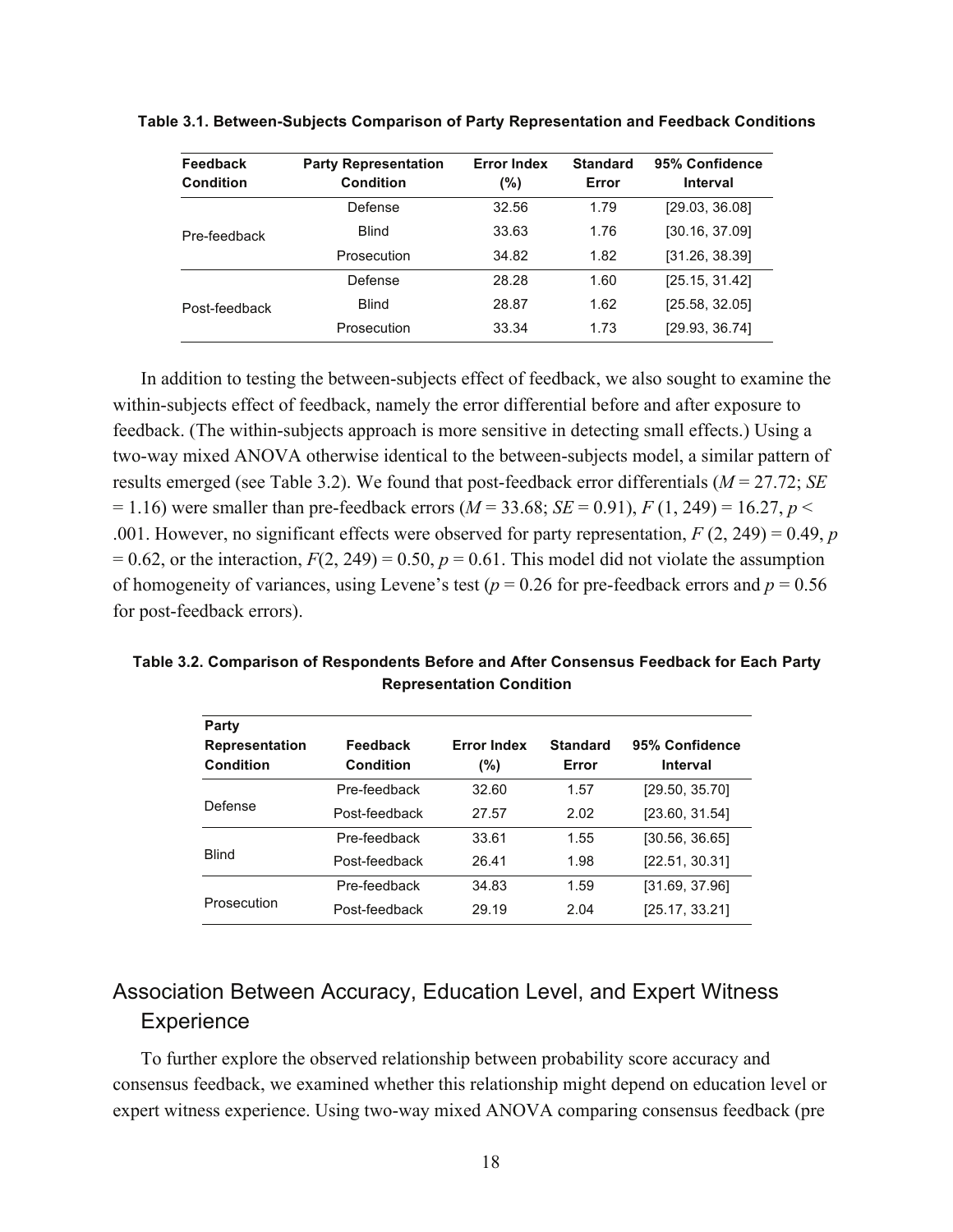**Table 3.1. Between-Subjects Comparison of Party Representation and Feedback Conditions**

| Feedback Condition | Party Representation Condition | Error Index (%) | Standard Error | 95% Confidence Interval |
|---|---|---|---|---|
| Pre-feedback | Defense | 32.56 | 1.79 | [29.03, 36.08] |
| | Blind | 33.63 | 1.76 | [30.16, 37.09] |
| | Prosecution | 34.82 | 1.82 | [31.26, 38.39] |
| Post-feedback | Defense | 28.28 | 1.60 | [25.15, 31.42] |
| | Blind | 28.87 | 1.62 | [25.58, 32.05] |
| | Prosecution | 33.34 | 1.73 | [29.93, 36.74] |

In addition to testing the between-subjects effect of feedback, we also sought to examine the within-subjects effect of feedback, namely the error differential before and after exposure to feedback. (The within-subjects approach is more sensitive in detecting small effects.) Using a two-way mixed ANOVA otherwise identical to the between-subjects model, a similar pattern of results emerged (see Table 3.2). We found that post-feedback error differentials ($M = 27.72$; $SE = 1.16$) were smaller than pre-feedback errors ($M = 33.68$; $SE = 0.91$), $F(1, 249) = 16.27$, $p < .001$. However, no significant effects were observed for party representation, $F(2, 249) = 0.49$, $p = 0.62$, or the interaction, $F(2, 249) = 0.50$, $p = 0.61$. This model did not violate the assumption of homogeneity of variances, using Levene's test ($p = 0.26$ for pre-feedback errors and $p = 0.56$ for post-feedback errors).

**Table 3.2. Comparison of Respondents Before and After Consensus Feedback for Each Party Representation Condition**

| Party Representation Condition | Feedback Condition | Error Index (%) | Standard Error | 95% Confidence Interval |
|---|---|---|---|---|
| Defense | Pre-feedback | 32.60 | 1.57 | [29.50, 35.70] |
| | Post-feedback | 27.57 | 2.02 | [23.60, 31.54] |
| Blind | Pre-feedback | 33.61 | 1.55 | [30.56, 36.65] |
| | Post-feedback | 26.41 | 1.98 | [22.51, 30.31] |
| Prosecution | Pre-feedback | 34.83 | 1.59 | [31.69, 37.96] |
| | Post-feedback | 29.19 | 2.04 | [25.17, 33.21] |

## Association Between Accuracy, Education Level, and Expert Witness Experience

To further explore the observed relationship between probability score accuracy and consensus feedback, we examined whether this relationship might depend on education level or expert witness experience. Using two-way mixed ANOVA comparing consensus feedback (pre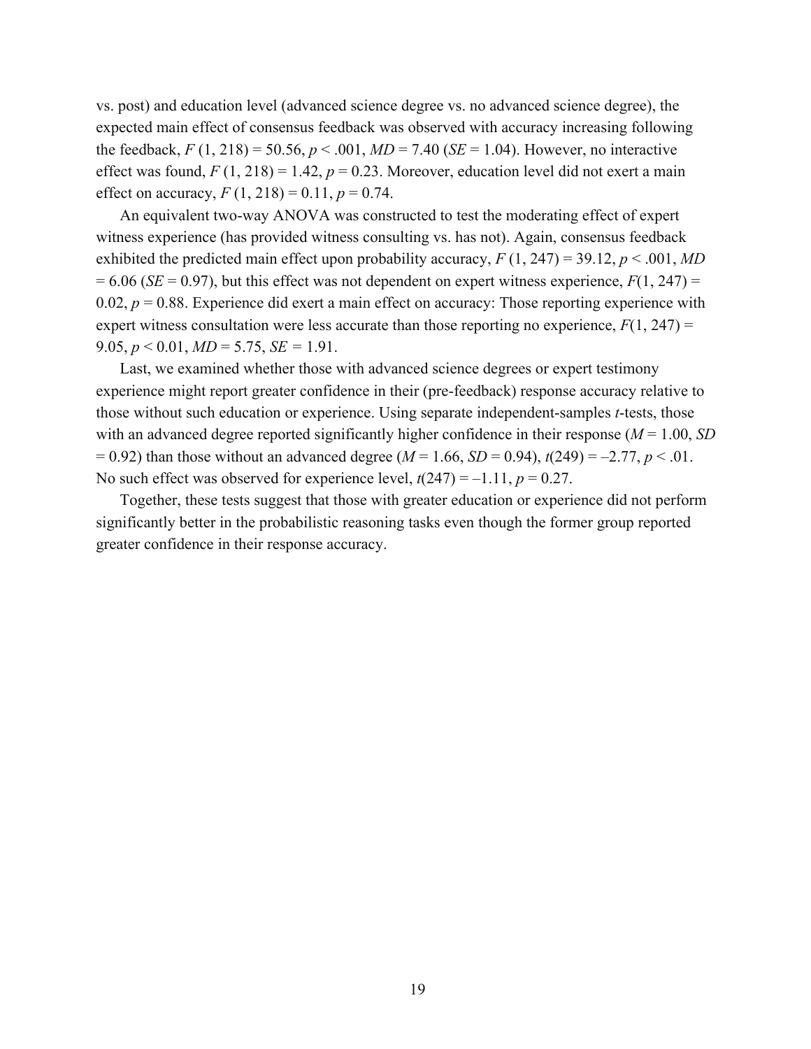vs. post) and education level (advanced science degree vs. no advanced science degree), the expected main effect of consensus feedback was observed with accuracy increasing following the feedback, $F$ (1, 218) = 50.56, $p < .001$, $MD$ = 7.40 ($SE$ = 1.04). However, no interactive effect was found, $F$ (1, 218) = 1.42, $p$ = 0.23. Moreover, education level did not exert a main effect on accuracy, $F$ (1, 218) = 0.11, $p$ = 0.74.

An equivalent two-way ANOVA was constructed to test the moderating effect of expert witness experience (has provided witness consulting vs. has not). Again, consensus feedback exhibited the predicted main effect upon probability accuracy, $F$ (1, 247) = 39.12, $p < .001$, $MD$ = 6.06 ($SE$ = 0.97), but this effect was not dependent on expert witness experience, $F$(1, 247) = 0.02, $p$ = 0.88. Experience did exert a main effect on accuracy: Those reporting experience with expert witness consultation were less accurate than those reporting no experience, $F$(1, 247) = 9.05, $p < 0.01$, $MD$ = 5.75, $SE$ = 1.91.

Last, we examined whether those with advanced science degrees or expert testimony experience might report greater confidence in their (pre-feedback) response accuracy relative to those without such education or experience. Using separate independent-samples $t$-tests, those with an advanced degree reported significantly higher confidence in their response ($M$ = 1.00, $SD$ = 0.92) than those without an advanced degree ($M$ = 1.66, $SD$ = 0.94), $t$(249) = –2.77, $p < .01$. No such effect was observed for experience level, $t$(247) = –1.11, $p$ = 0.27.

Together, these tests suggest that those with greater education or experience did not perform significantly better in the probabilistic reasoning tasks even though the former group reported greater confidence in their response accuracy.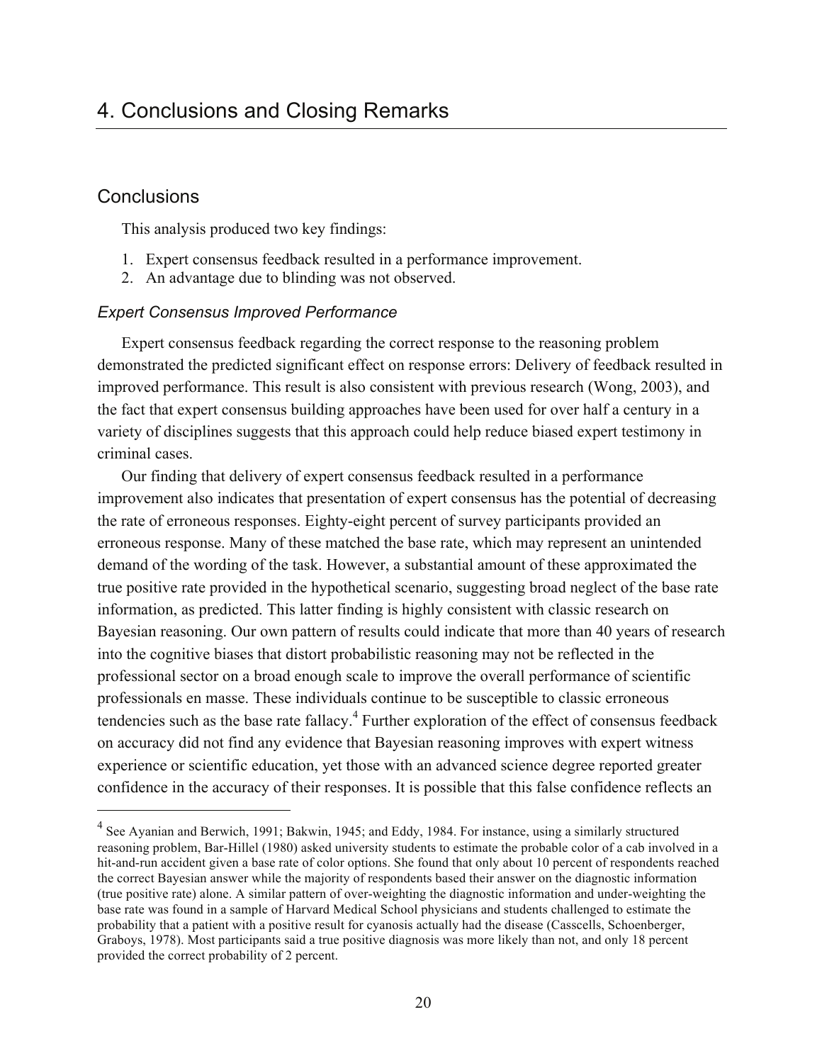# 4. Conclusions and Closing Remarks

## Conclusions

This analysis produced two key findings:

1. Expert consensus feedback resulted in a performance improvement.
2. An advantage due to blinding was not observed.

### *Expert Consensus Improved Performance*

Expert consensus feedback regarding the correct response to the reasoning problem demonstrated the predicted significant effect on response errors: Delivery of feedback resulted in improved performance. This result is also consistent with previous research (Wong, 2003), and the fact that expert consensus building approaches have been used for over half a century in a variety of disciplines suggests that this approach could help reduce biased expert testimony in criminal cases.

Our finding that delivery of expert consensus feedback resulted in a performance improvement also indicates that presentation of expert consensus has the potential of decreasing the rate of erroneous responses. Eighty-eight percent of survey participants provided an erroneous response. Many of these matched the base rate, which may represent an unintended demand of the wording of the task. However, a substantial amount of these approximated the true positive rate provided in the hypothetical scenario, suggesting broad neglect of the base rate information, as predicted. This latter finding is highly consistent with classic research on Bayesian reasoning. Our own pattern of results could indicate that more than 40 years of research into the cognitive biases that distort probabilistic reasoning may not be reflected in the professional sector on a broad enough scale to improve the overall performance of scientific professionals en masse. These individuals continue to be susceptible to classic erroneous tendencies such as the base rate fallacy.[4] Further exploration of the effect of consensus feedback on accuracy did not find any evidence that Bayesian reasoning improves with expert witness experience or scientific education, yet those with an advanced science degree reported greater confidence in the accuracy of their responses. It is possible that this false confidence reflects an

---

[4] See Ayanian and Berwich, 1991; Bakwin, 1945; and Eddy, 1984. For instance, using a similarly structured reasoning problem, Bar-Hillel (1980) asked university students to estimate the probable color of a cab involved in a hit-and-run accident given a base rate of color options. She found that only about 10 percent of respondents reached the correct Bayesian answer while the majority of respondents based their answer on the diagnostic information (true positive rate) alone. A similar pattern of over-weighting the diagnostic information and under-weighting the base rate was found in a sample of Harvard Medical School physicians and students challenged to estimate the probability that a patient with a positive result for cyanosis actually had the disease (Casscells, Schoenberger, Graboys, 1978). Most participants said a true positive diagnosis was more likely than not, and only 18 percent provided the correct probability of 2 percent.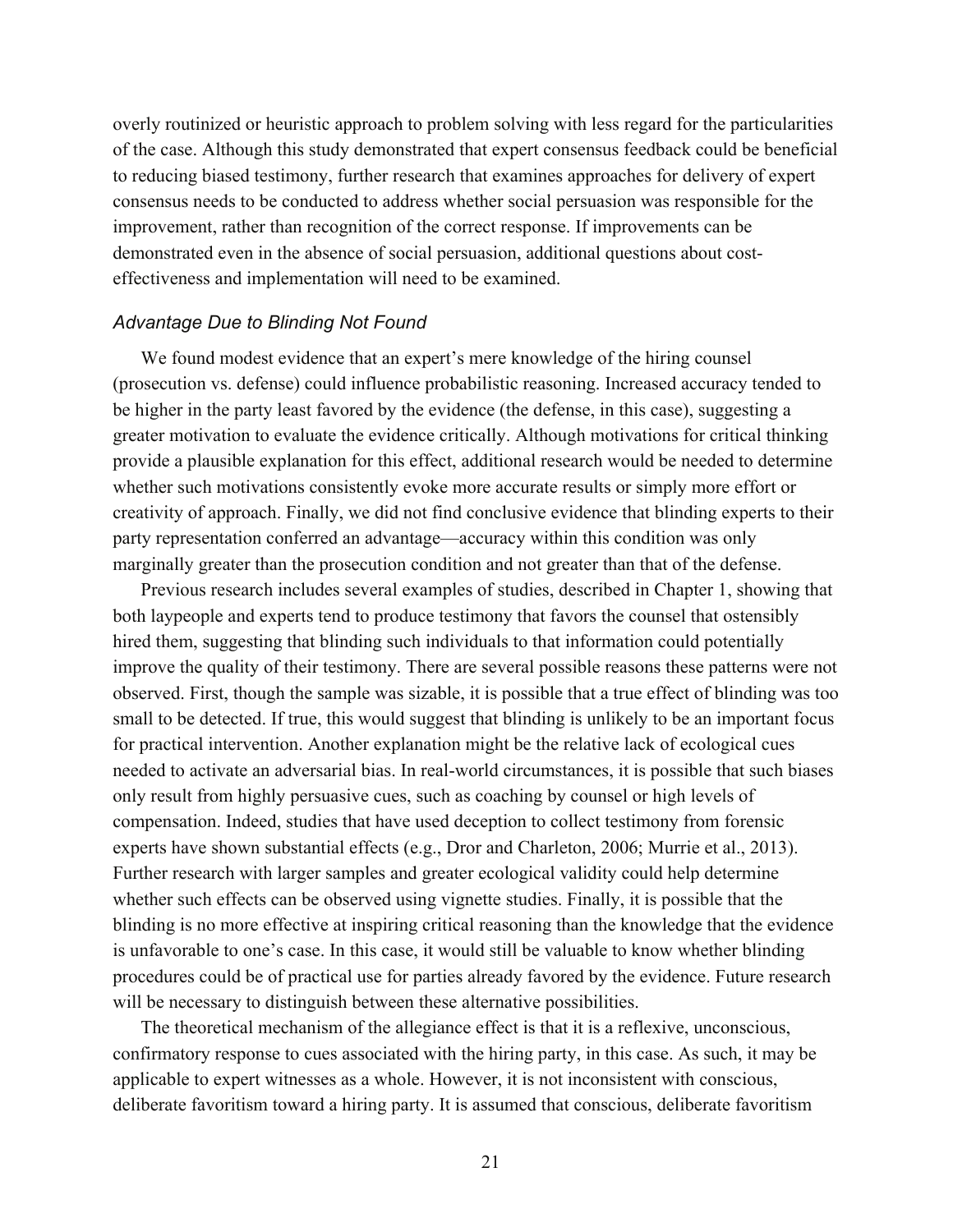overly routinized or heuristic approach to problem solving with less regard for the particularities of the case. Although this study demonstrated that expert consensus feedback could be beneficial to reducing biased testimony, further research that examines approaches for delivery of expert consensus needs to be conducted to address whether social persuasion was responsible for the improvement, rather than recognition of the correct response. If improvements can be demonstrated even in the absence of social persuasion, additional questions about cost-effectiveness and implementation will need to be examined.

### *Advantage Due to Blinding Not Found*

We found modest evidence that an expert's mere knowledge of the hiring counsel (prosecution vs. defense) could influence probabilistic reasoning. Increased accuracy tended to be higher in the party least favored by the evidence (the defense, in this case), suggesting a greater motivation to evaluate the evidence critically. Although motivations for critical thinking provide a plausible explanation for this effect, additional research would be needed to determine whether such motivations consistently evoke more accurate results or simply more effort or creativity of approach. Finally, we did not find conclusive evidence that blinding experts to their party representation conferred an advantage—accuracy within this condition was only marginally greater than the prosecution condition and not greater than that of the defense.

Previous research includes several examples of studies, described in Chapter 1, showing that both laypeople and experts tend to produce testimony that favors the counsel that ostensibly hired them, suggesting that blinding such individuals to that information could potentially improve the quality of their testimony. There are several possible reasons these patterns were not observed. First, though the sample was sizable, it is possible that a true effect of blinding was too small to be detected. If true, this would suggest that blinding is unlikely to be an important focus for practical intervention. Another explanation might be the relative lack of ecological cues needed to activate an adversarial bias. In real-world circumstances, it is possible that such biases only result from highly persuasive cues, such as coaching by counsel or high levels of compensation. Indeed, studies that have used deception to collect testimony from forensic experts have shown substantial effects (e.g., Dror and Charleton, 2006; Murrie et al., 2013). Further research with larger samples and greater ecological validity could help determine whether such effects can be observed using vignette studies. Finally, it is possible that the blinding is no more effective at inspiring critical reasoning than the knowledge that the evidence is unfavorable to one's case. In this case, it would still be valuable to know whether blinding procedures could be of practical use for parties already favored by the evidence. Future research will be necessary to distinguish between these alternative possibilities.

The theoretical mechanism of the allegiance effect is that it is a reflexive, unconscious, confirmatory response to cues associated with the hiring party, in this case. As such, it may be applicable to expert witnesses as a whole. However, it is not inconsistent with conscious, deliberate favoritism toward a hiring party. It is assumed that conscious, deliberate favoritism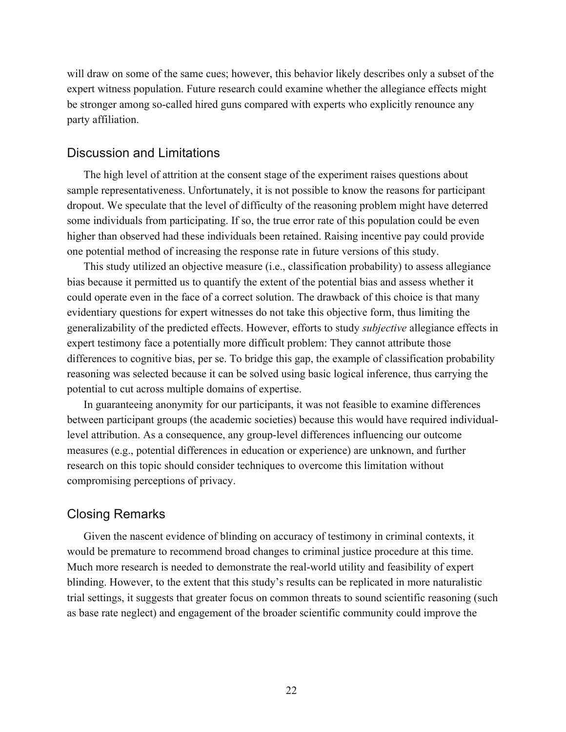will draw on some of the same cues; however, this behavior likely describes only a subset of the expert witness population. Future research could examine whether the allegiance effects might be stronger among so-called hired guns compared with experts who explicitly renounce any party affiliation.

## Discussion and Limitations

The high level of attrition at the consent stage of the experiment raises questions about sample representativeness. Unfortunately, it is not possible to know the reasons for participant dropout. We speculate that the level of difficulty of the reasoning problem might have deterred some individuals from participating. If so, the true error rate of this population could be even higher than observed had these individuals been retained. Raising incentive pay could provide one potential method of increasing the response rate in future versions of this study.

This study utilized an objective measure (i.e., classification probability) to assess allegiance bias because it permitted us to quantify the extent of the potential bias and assess whether it could operate even in the face of a correct solution. The drawback of this choice is that many evidentiary questions for expert witnesses do not take this objective form, thus limiting the generalizability of the predicted effects. However, efforts to study *subjective* allegiance effects in expert testimony face a potentially more difficult problem: They cannot attribute those differences to cognitive bias, per se. To bridge this gap, the example of classification probability reasoning was selected because it can be solved using basic logical inference, thus carrying the potential to cut across multiple domains of expertise.

In guaranteeing anonymity for our participants, it was not feasible to examine differences between participant groups (the academic societies) because this would have required individual-level attribution. As a consequence, any group-level differences influencing our outcome measures (e.g., potential differences in education or experience) are unknown, and further research on this topic should consider techniques to overcome this limitation without compromising perceptions of privacy.

## Closing Remarks

Given the nascent evidence of blinding on accuracy of testimony in criminal contexts, it would be premature to recommend broad changes to criminal justice procedure at this time. Much more research is needed to demonstrate the real-world utility and feasibility of expert blinding. However, to the extent that this study's results can be replicated in more naturalistic trial settings, it suggests that greater focus on common threats to sound scientific reasoning (such as base rate neglect) and engagement of the broader scientific community could improve the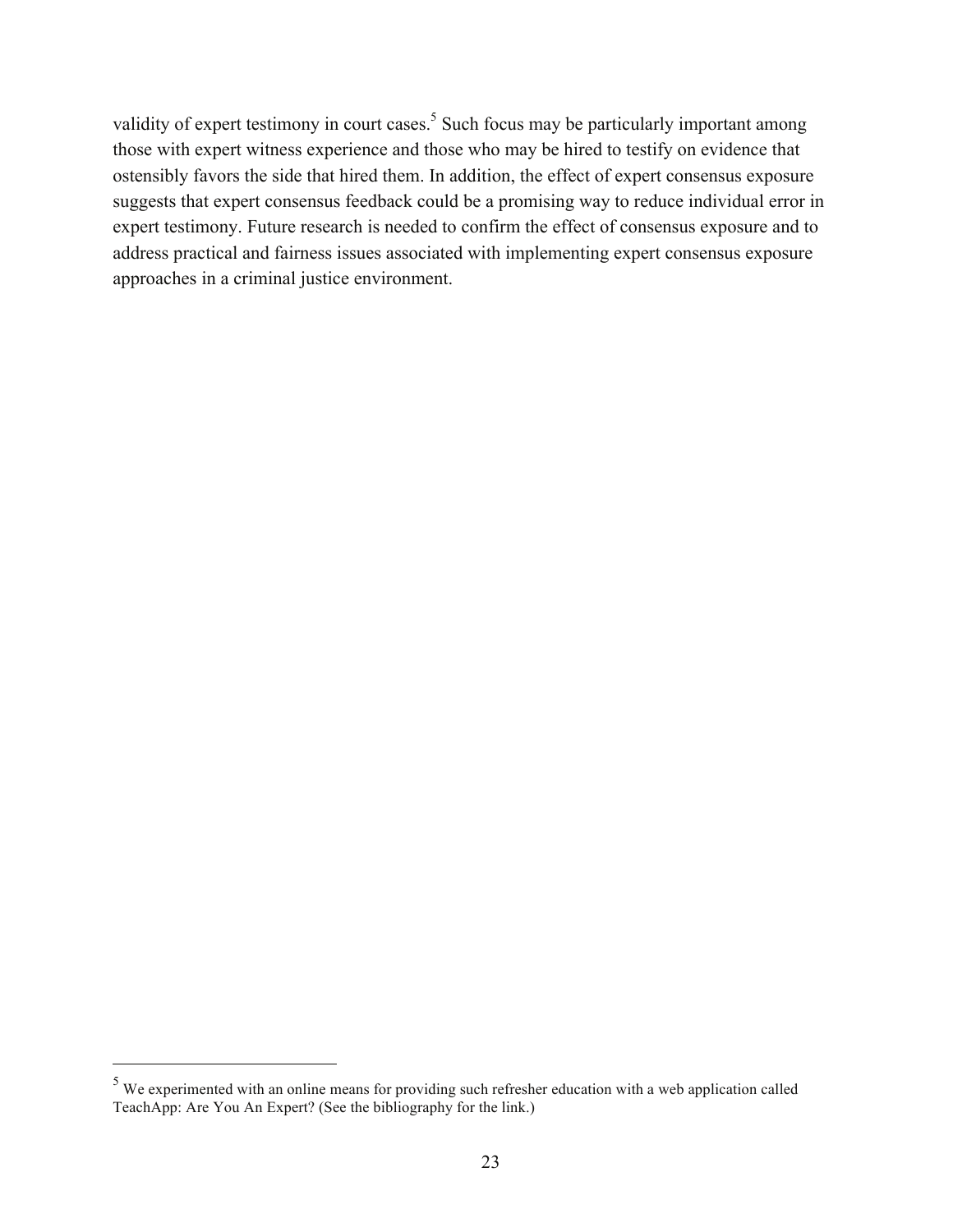validity of expert testimony in court cases.[5] Such focus may be particularly important among those with expert witness experience and those who may be hired to testify on evidence that ostensibly favors the side that hired them. In addition, the effect of expert consensus exposure suggests that expert consensus feedback could be a promising way to reduce individual error in expert testimony. Future research is needed to confirm the effect of consensus exposure and to address practical and fairness issues associated with implementing expert consensus exposure approaches in a criminal justice environment.

---

[5] We experimented with an online means for providing such refresher education with a web application called TeachApp: Are You An Expert? (See the bibliography for the link.)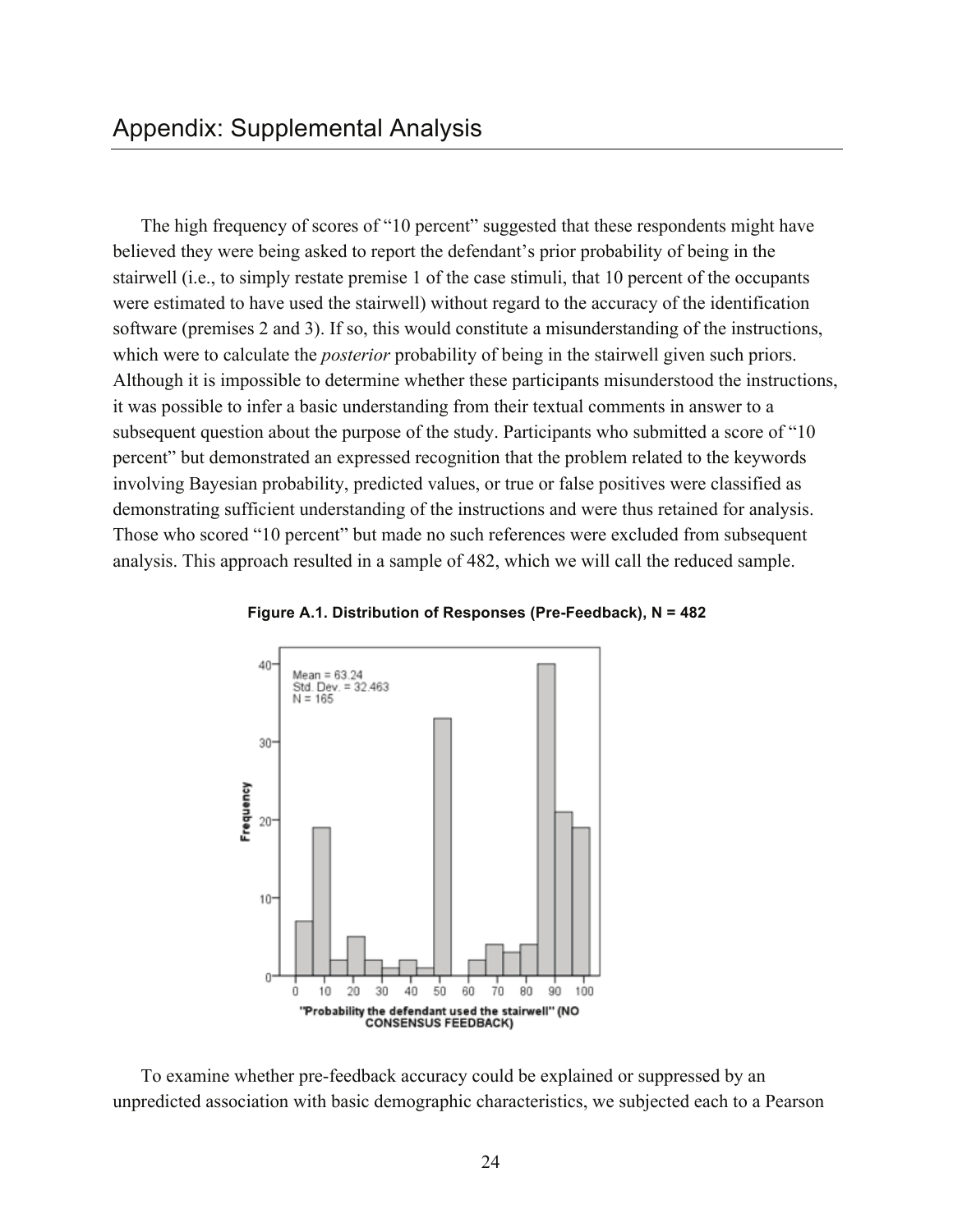## Appendix: Supplemental Analysis

The high frequency of scores of "10 percent" suggested that these respondents might have believed they were being asked to report the defendant's prior probability of being in the stairwell (i.e., to simply restate premise 1 of the case stimuli, that 10 percent of the occupants were estimated to have used the stairwell) without regard to the accuracy of the identification software (premises 2 and 3). If so, this would constitute a misunderstanding of the instructions, which were to calculate the *posterior* probability of being in the stairwell given such priors. Although it is impossible to determine whether these participants misunderstood the instructions, it was possible to infer a basic understanding from their textual comments in answer to a subsequent question about the purpose of the study. Participants who submitted a score of "10 percent" but demonstrated an expressed recognition that the problem related to the keywords involving Bayesian probability, predicted values, or true or false positives were classified as demonstrating sufficient understanding of the instructions and were thus retained for analysis. Those who scored "10 percent" but made no such references were excluded from subsequent analysis. This approach resulted in a sample of 482, which we will call the reduced sample.

**Figure A.1. Distribution of Responses (Pre-Feedback), N = 482**

Mean = 63.24
Std. Dev. = 32.463
N = 165

"Probability the defendant used the stairwell" (NO CONSENSUS FEEDBACK)

To examine whether pre-feedback accuracy could be explained or suppressed by an unpredicted association with basic demographic characteristics, we subjected each to a Pearson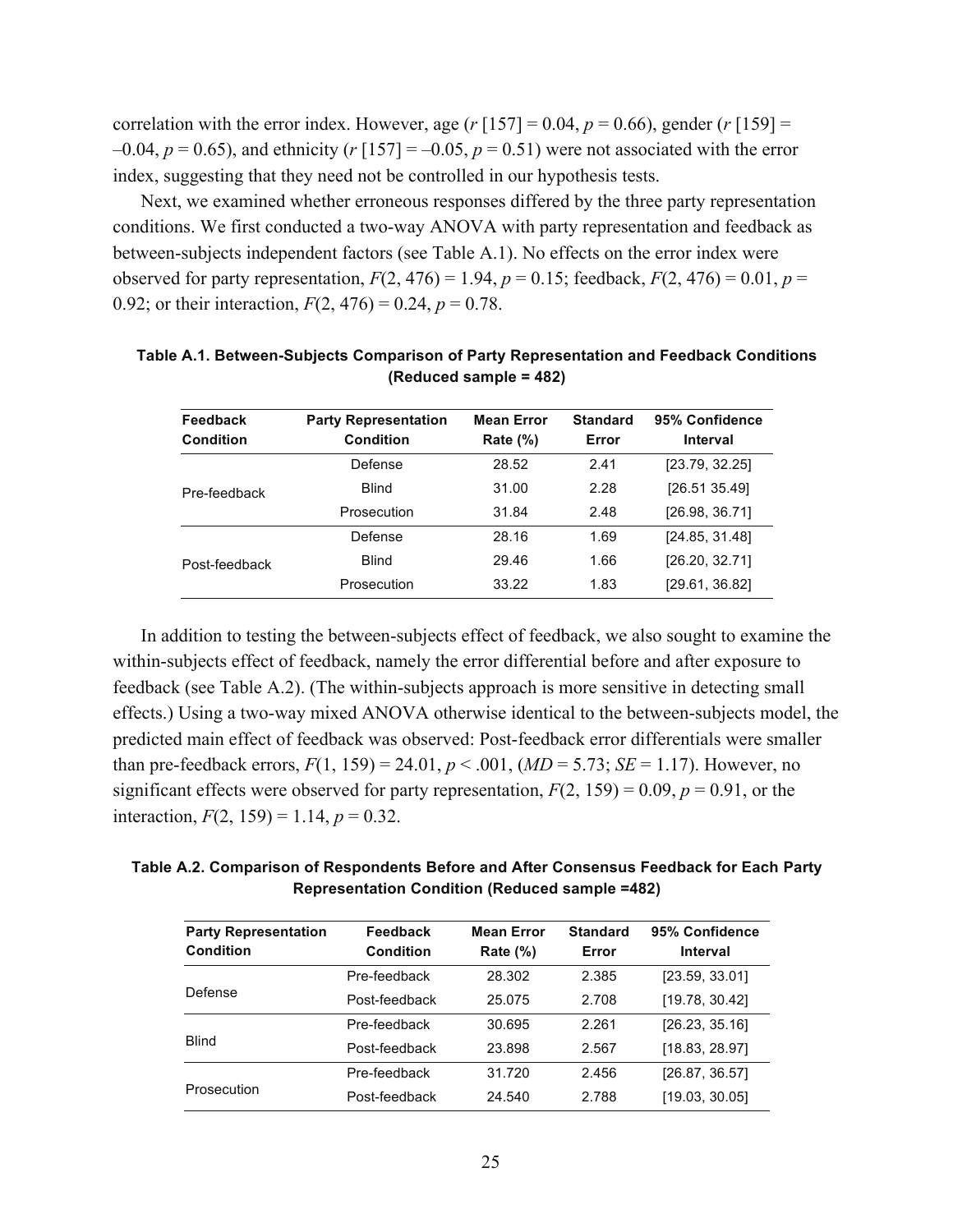correlation with the error index. However, age ($r$ [157] = 0.04, $p$ = 0.66), gender ($r$ [159] = –0.04, $p$ = 0.65), and ethnicity ($r$ [157] = –0.05, $p$ = 0.51) were not associated with the error index, suggesting that they need not be controlled in our hypothesis tests.

Next, we examined whether erroneous responses differed by the three party representation conditions. We first conducted a two-way ANOVA with party representation and feedback as between-subjects independent factors (see Table A.1). No effects on the error index were observed for party representation, $F(2, 476) = 1.94$, $p = 0.15$; feedback, $F(2, 476) = 0.01$, $p = 0.92$; or their interaction, $F(2, 476) = 0.24$, $p = 0.78$.

**Table A.1. Between-Subjects Comparison of Party Representation and Feedback Conditions (Reduced sample = 482)**

| Feedback Condition | Party Representation Condition | Mean Error Rate (%) | Standard Error | 95% Confidence Interval |
|---|---|---|---|---|
| Pre-feedback | Defense | 28.52 | 2.41 | [23.79, 32.25] |
| | Blind | 31.00 | 2.28 | [26.51 35.49] |
| | Prosecution | 31.84 | 2.48 | [26.98, 36.71] |
| Post-feedback | Defense | 28.16 | 1.69 | [24.85, 31.48] |
| | Blind | 29.46 | 1.66 | [26.20, 32.71] |
| | Prosecution | 33.22 | 1.83 | [29.61, 36.82] |

In addition to testing the between-subjects effect of feedback, we also sought to examine the within-subjects effect of feedback, namely the error differential before and after exposure to feedback (see Table A.2). (The within-subjects approach is more sensitive in detecting small effects.) Using a two-way mixed ANOVA otherwise identical to the between-subjects model, the predicted main effect of feedback was observed: Post-feedback error differentials were smaller than pre-feedback errors, $F(1, 159) = 24.01$, $p < .001$, ($MD$ = 5.73; $SE$ = 1.17). However, no significant effects were observed for party representation, $F(2, 159) = 0.09$, $p = 0.91$, or the interaction, $F(2, 159) = 1.14$, $p = 0.32$.

**Table A.2. Comparison of Respondents Before and After Consensus Feedback for Each Party Representation Condition (Reduced sample =482)**

| Party Representation Condition | Feedback Condition | Mean Error Rate (%) | Standard Error | 95% Confidence Interval |
|---|---|---|---|---|
| Defense | Pre-feedback | 28.302 | 2.385 | [23.59, 33.01] |
| | Post-feedback | 25.075 | 2.708 | [19.78, 30.42] |
| Blind | Pre-feedback | 30.695 | 2.261 | [26.23, 35.16] |
| | Post-feedback | 23.898 | 2.567 | [18.83, 28.97] |
| Prosecution | Pre-feedback | 31.720 | 2.456 | [26.87, 36.57] |
| | Post-feedback | 24.540 | 2.788 | [19.03, 30.05] |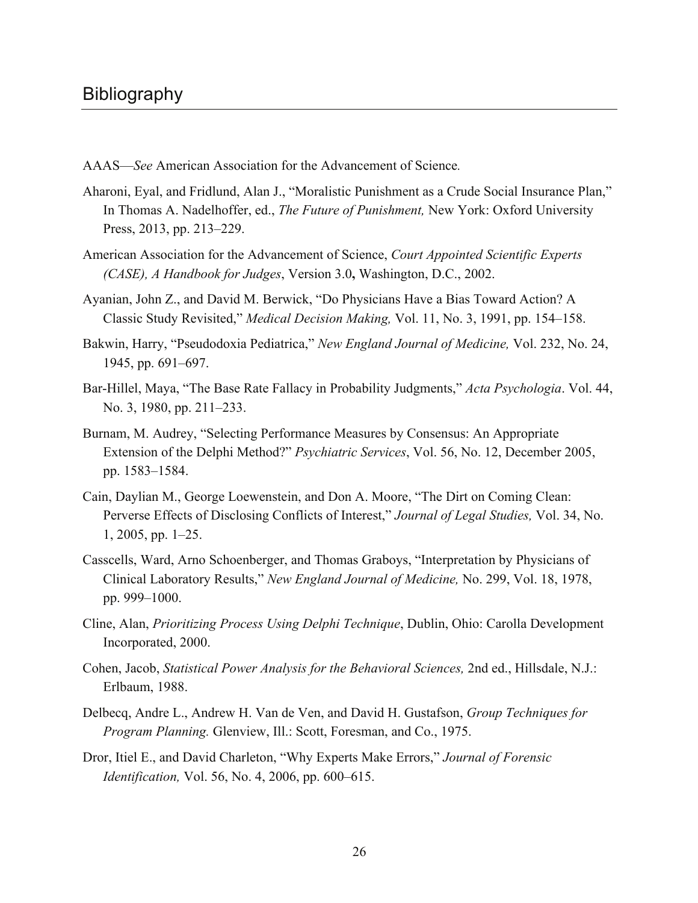# Bibliography

AAAS—*See* American Association for the Advancement of Science*.*

Aharoni, Eyal, and Fridlund, Alan J., "Moralistic Punishment as a Crude Social Insurance Plan," In Thomas A. Nadelhoffer, ed., *The Future of Punishment,* New York: Oxford University Press, 2013, pp. 213–229.

American Association for the Advancement of Science, *Court Appointed Scientific Experts (CASE), A Handbook for Judges*, Version 3.0**,** Washington, D.C., 2002.

Ayanian, John Z., and David M. Berwick, "Do Physicians Have a Bias Toward Action? A Classic Study Revisited," *Medical Decision Making,* Vol. 11, No. 3, 1991, pp. 154–158.

Bakwin, Harry, "Pseudodoxia Pediatrica," *New England Journal of Medicine,* Vol. 232, No. 24, 1945, pp. 691–697.

Bar-Hillel, Maya, "The Base Rate Fallacy in Probability Judgments," *Acta Psychologia*. Vol. 44, No. 3, 1980, pp. 211–233.

Burnam, M. Audrey, "Selecting Performance Measures by Consensus: An Appropriate Extension of the Delphi Method?" *Psychiatric Services*, Vol. 56, No. 12, December 2005, pp. 1583–1584.

Cain, Daylian M., George Loewenstein, and Don A. Moore, "The Dirt on Coming Clean: Perverse Effects of Disclosing Conflicts of Interest," *Journal of Legal Studies,* Vol. 34, No. 1, 2005, pp. 1–25.

Casscells, Ward, Arno Schoenberger, and Thomas Graboys, "Interpretation by Physicians of Clinical Laboratory Results," *New England Journal of Medicine,* No. 299, Vol. 18, 1978, pp. 999–1000.

Cline, Alan, *Prioritizing Process Using Delphi Technique*, Dublin, Ohio: Carolla Development Incorporated, 2000.

Cohen, Jacob, *Statistical Power Analysis for the Behavioral Sciences,* 2nd ed., Hillsdale, N.J.: Erlbaum, 1988.

Delbecq, Andre L., Andrew H. Van de Ven, and David H. Gustafson, *Group Techniques for Program Planning.* Glenview, Ill.: Scott, Foresman, and Co., 1975.

Dror, Itiel E., and David Charleton, "Why Experts Make Errors," *Journal of Forensic Identification,* Vol. 56, No. 4, 2006, pp. 600–615.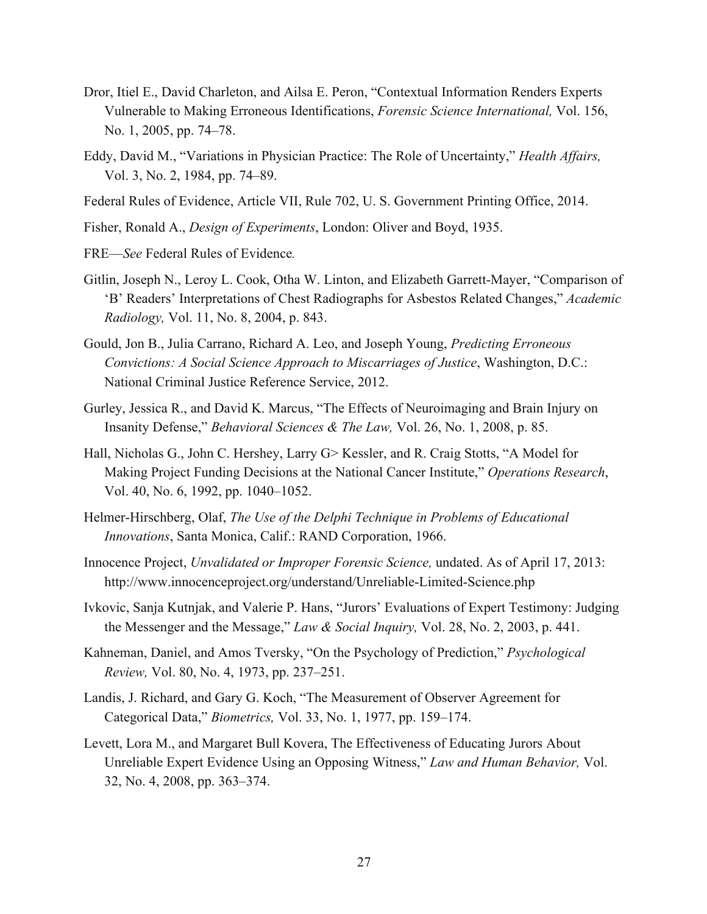Dror, Itiel E., David Charleton, and Ailsa E. Peron, "Contextual Information Renders Experts Vulnerable to Making Erroneous Identifications, *Forensic Science International,* Vol. 156, No. 1, 2005, pp. 74–78.

Eddy, David M., "Variations in Physician Practice: The Role of Uncertainty," *Health Affairs,* Vol. 3, No. 2, 1984, pp. 74–89.

Federal Rules of Evidence, Article VII, Rule 702, U. S. Government Printing Office, 2014.

Fisher, Ronald A., *Design of Experiments*, London: Oliver and Boyd, 1935.

FRE—*See* Federal Rules of Evidence*.*

Gitlin, Joseph N., Leroy L. Cook, Otha W. Linton, and Elizabeth Garrett-Mayer, "Comparison of 'B' Readers' Interpretations of Chest Radiographs for Asbestos Related Changes," *Academic Radiology,* Vol. 11, No. 8, 2004, p. 843.

Gould, Jon B., Julia Carrano, Richard A. Leo, and Joseph Young, *Predicting Erroneous Convictions: A Social Science Approach to Miscarriages of Justice*, Washington, D.C.: National Criminal Justice Reference Service, 2012.

Gurley, Jessica R., and David K. Marcus, "The Effects of Neuroimaging and Brain Injury on Insanity Defense," *Behavioral Sciences & The Law,* Vol. 26, No. 1, 2008, p. 85.

Hall, Nicholas G., John C. Hershey, Larry G> Kessler, and R. Craig Stotts, "A Model for Making Project Funding Decisions at the National Cancer Institute," *Operations Research*, Vol. 40, No. 6, 1992, pp. 1040–1052.

Helmer-Hirschberg, Olaf, *The Use of the Delphi Technique in Problems of Educational Innovations*, Santa Monica, Calif.: RAND Corporation, 1966.

Innocence Project, *Unvalidated or Improper Forensic Science,* undated. As of April 17, 2013: http://www.innocenceproject.org/understand/Unreliable-Limited-Science.php

Ivkovic, Sanja Kutnjak, and Valerie P. Hans, "Jurors' Evaluations of Expert Testimony: Judging the Messenger and the Message," *Law & Social Inquiry,* Vol. 28, No. 2, 2003, p. 441.

Kahneman, Daniel, and Amos Tversky, "On the Psychology of Prediction," *Psychological Review,* Vol. 80, No. 4, 1973, pp. 237–251.

Landis, J. Richard, and Gary G. Koch, "The Measurement of Observer Agreement for Categorical Data," *Biometrics,* Vol. 33, No. 1, 1977, pp. 159–174.

Levett, Lora M., and Margaret Bull Kovera, The Effectiveness of Educating Jurors About Unreliable Expert Evidence Using an Opposing Witness," *Law and Human Behavior,* Vol. 32, No. 4, 2008, pp. 363–374.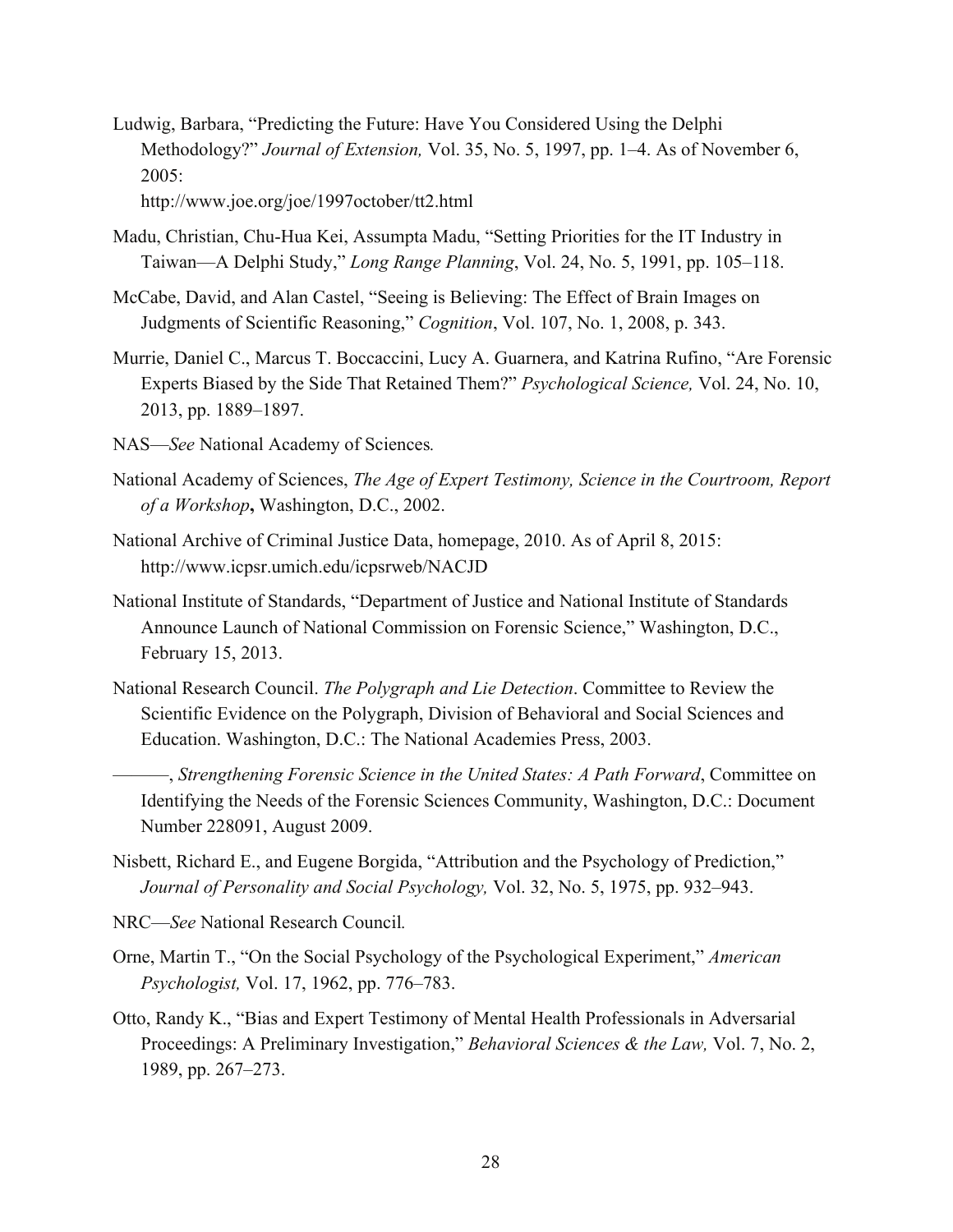Ludwig, Barbara, "Predicting the Future: Have You Considered Using the Delphi Methodology?" *Journal of Extension,* Vol. 35, No. 5, 1997, pp. 1–4. As of November 6, 2005:
http://www.joe.org/joe/1997october/tt2.html

Madu, Christian, Chu-Hua Kei, Assumpta Madu, "Setting Priorities for the IT Industry in Taiwan—A Delphi Study," *Long Range Planning*, Vol. 24, No. 5, 1991, pp. 105–118.

McCabe, David, and Alan Castel, "Seeing is Believing: The Effect of Brain Images on Judgments of Scientific Reasoning," *Cognition*, Vol. 107, No. 1, 2008, p. 343.

Murrie, Daniel C., Marcus T. Boccaccini, Lucy A. Guarnera, and Katrina Rufino, "Are Forensic Experts Biased by the Side That Retained Them?" *Psychological Science,* Vol. 24, No. 10, 2013, pp. 1889–1897.

NAS—*See* National Academy of Sciences*.*

National Academy of Sciences, *The Age of Expert Testimony, Science in the Courtroom, Report of a Workshop***,** Washington, D.C., 2002.

National Archive of Criminal Justice Data, homepage, 2010. As of April 8, 2015:
http://www.icpsr.umich.edu/icpsrweb/NACJD

National Institute of Standards, "Department of Justice and National Institute of Standards Announce Launch of National Commission on Forensic Science," Washington, D.C., February 15, 2013.

National Research Council. *The Polygraph and Lie Detection*. Committee to Review the Scientific Evidence on the Polygraph, Division of Behavioral and Social Sciences and Education. Washington, D.C.: The National Academies Press, 2003.

———, *Strengthening Forensic Science in the United States: A Path Forward*, Committee on Identifying the Needs of the Forensic Sciences Community, Washington, D.C.: Document Number 228091, August 2009.

Nisbett, Richard E., and Eugene Borgida, "Attribution and the Psychology of Prediction," *Journal of Personality and Social Psychology,* Vol. 32, No. 5, 1975, pp. 932–943.

NRC—*See* National Research Council*.*

Orne, Martin T., "On the Social Psychology of the Psychological Experiment," *American Psychologist,* Vol. 17, 1962, pp. 776–783.

Otto, Randy K., "Bias and Expert Testimony of Mental Health Professionals in Adversarial Proceedings: A Preliminary Investigation," *Behavioral Sciences & the Law,* Vol. 7, No. 2, 1989, pp. 267–273.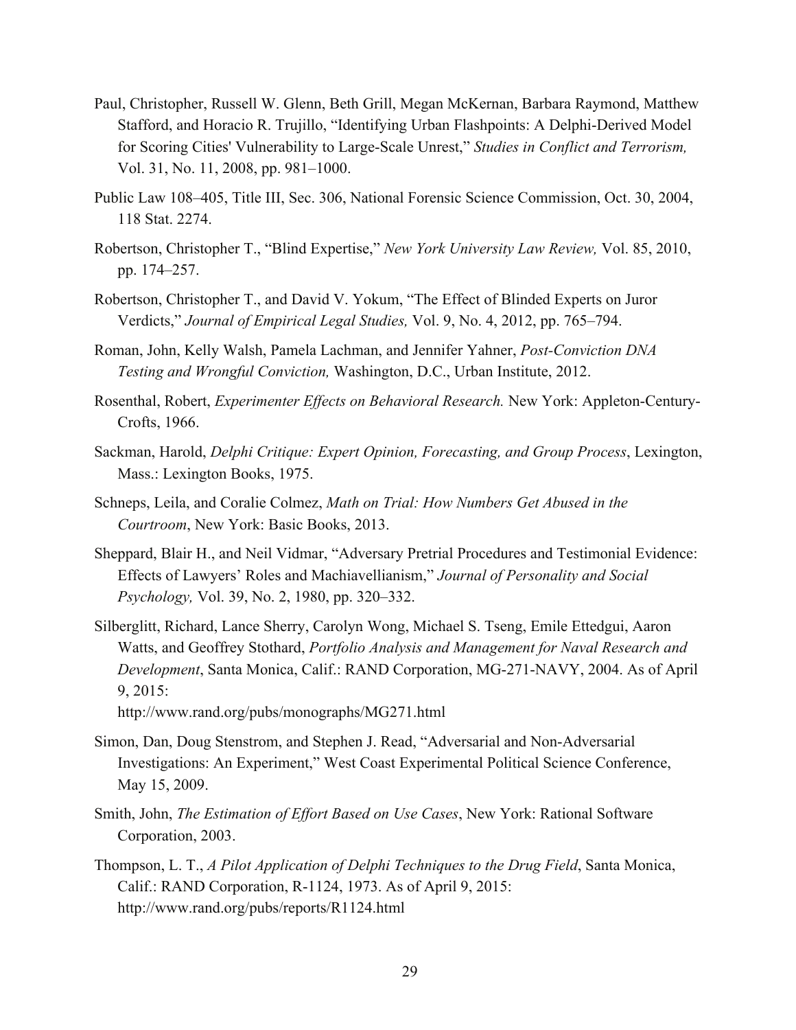Paul, Christopher, Russell W. Glenn, Beth Grill, Megan McKernan, Barbara Raymond, Matthew Stafford, and Horacio R. Trujillo, "Identifying Urban Flashpoints: A Delphi-Derived Model for Scoring Cities' Vulnerability to Large-Scale Unrest," *Studies in Conflict and Terrorism,* Vol. 31, No. 11, 2008, pp. 981–1000.

Public Law 108–405, Title III, Sec. 306, National Forensic Science Commission, Oct. 30, 2004, 118 Stat. 2274.

Robertson, Christopher T., "Blind Expertise," *New York University Law Review,* Vol. 85, 2010, pp. 174–257.

Robertson, Christopher T., and David V. Yokum, "The Effect of Blinded Experts on Juror Verdicts," *Journal of Empirical Legal Studies,* Vol. 9, No. 4, 2012, pp. 765–794.

Roman, John, Kelly Walsh, Pamela Lachman, and Jennifer Yahner, *Post-Conviction DNA Testing and Wrongful Conviction,* Washington, D.C., Urban Institute, 2012.

Rosenthal, Robert, *Experimenter Effects on Behavioral Research.* New York: Appleton-Century-Crofts, 1966.

Sackman, Harold, *Delphi Critique: Expert Opinion, Forecasting, and Group Process*, Lexington, Mass.: Lexington Books, 1975.

Schneps, Leila, and Coralie Colmez, *Math on Trial: How Numbers Get Abused in the Courtroom*, New York: Basic Books, 2013.

Sheppard, Blair H., and Neil Vidmar, "Adversary Pretrial Procedures and Testimonial Evidence: Effects of Lawyers' Roles and Machiavellianism," *Journal of Personality and Social Psychology,* Vol. 39, No. 2, 1980, pp. 320–332.

Silberglitt, Richard, Lance Sherry, Carolyn Wong, Michael S. Tseng, Emile Ettedgui, Aaron Watts, and Geoffrey Stothard, *Portfolio Analysis and Management for Naval Research and Development*, Santa Monica, Calif.: RAND Corporation, MG-271-NAVY, 2004. As of April 9, 2015:
http://www.rand.org/pubs/monographs/MG271.html

Simon, Dan, Doug Stenstrom, and Stephen J. Read, "Adversarial and Non-Adversarial Investigations: An Experiment," West Coast Experimental Political Science Conference, May 15, 2009.

Smith, John, *The Estimation of Effort Based on Use Cases*, New York: Rational Software Corporation, 2003.

Thompson, L. T., *A Pilot Application of Delphi Techniques to the Drug Field*, Santa Monica, Calif.: RAND Corporation, R-1124, 1973. As of April 9, 2015:
http://www.rand.org/pubs/reports/R1124.html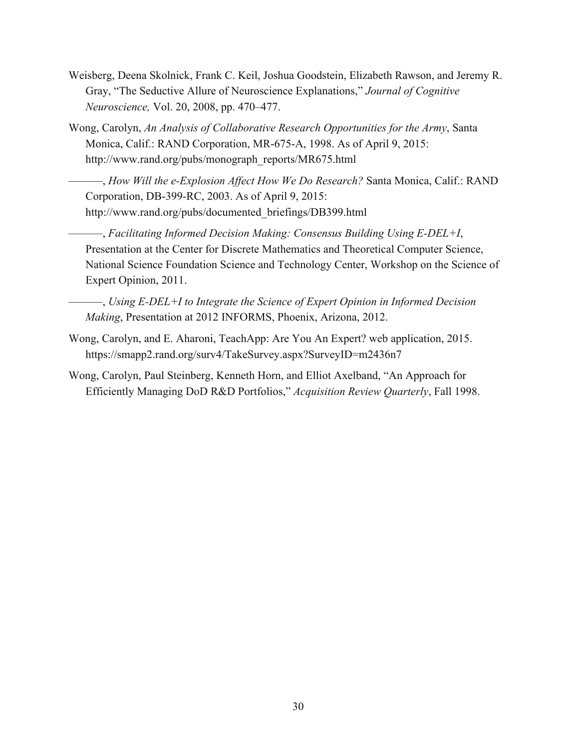Weisberg, Deena Skolnick, Frank C. Keil, Joshua Goodstein, Elizabeth Rawson, and Jeremy R. Gray, "The Seductive Allure of Neuroscience Explanations," *Journal of Cognitive Neuroscience,* Vol. 20, 2008, pp. 470–477.

Wong, Carolyn, *An Analysis of Collaborative Research Opportunities for the Army*, Santa Monica, Calif.: RAND Corporation, MR-675-A, 1998. As of April 9, 2015: http://www.rand.org/pubs/monograph_reports/MR675.html

———, *How Will the e-Explosion Affect How We Do Research?* Santa Monica, Calif.: RAND Corporation, DB-399-RC, 2003. As of April 9, 2015: http://www.rand.org/pubs/documented_briefings/DB399.html

———, *Facilitating Informed Decision Making: Consensus Building Using E-DEL+I*, Presentation at the Center for Discrete Mathematics and Theoretical Computer Science, National Science Foundation Science and Technology Center, Workshop on the Science of Expert Opinion, 2011.

———, *Using E-DEL+I to Integrate the Science of Expert Opinion in Informed Decision Making*, Presentation at 2012 INFORMS, Phoenix, Arizona, 2012.

Wong, Carolyn, and E. Aharoni, TeachApp: Are You An Expert? web application, 2015. https://smapp2.rand.org/surv4/TakeSurvey.aspx?SurveyID=m2436n7

Wong, Carolyn, Paul Steinberg, Kenneth Horn, and Elliot Axelband, "An Approach for Efficiently Managing DoD R&D Portfolios," *Acquisition Review Quarterly*, Fall 1998.